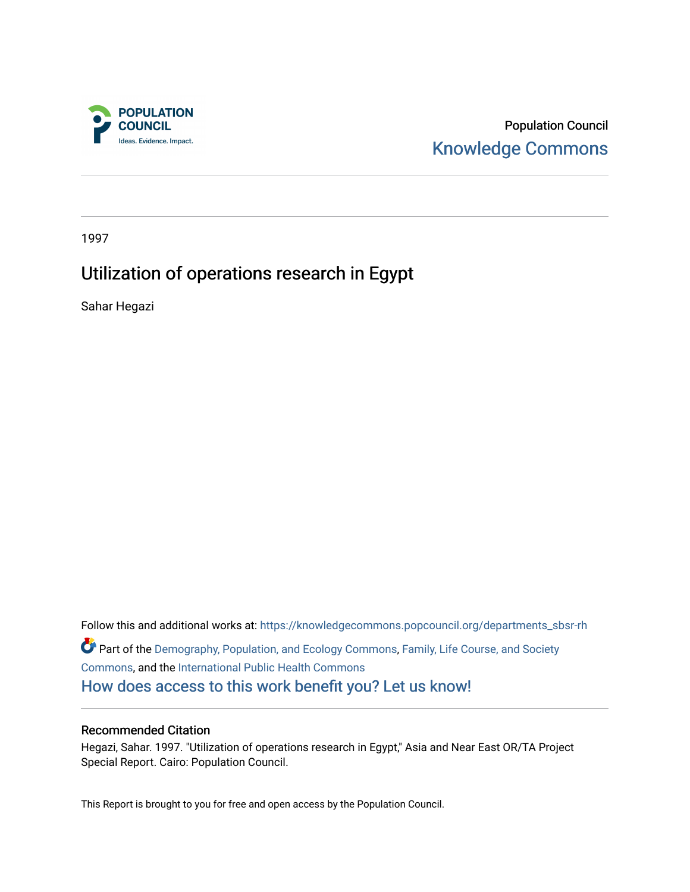POPULATION COUNCIL
Ideas. Evidence. Impact.

Population Council
Knowledge Commons

1997

# Utilization of operations research in Egypt

Sahar Hegazi

Follow this and additional works at: https://knowledgecommons.popcouncil.org/departments_sbsr-rh

Part of the Demography, Population, and Ecology Commons, Family, Life Course, and Society Commons, and the International Public Health Commons

How does access to this work benefit you? Let us know!

## Recommended Citation

Hegazi, Sahar. 1997. "Utilization of operations research in Egypt," Asia and Near East OR/TA Project Special Report. Cairo: Population Council.

This Report is brought to you for free and open access by the Population Council.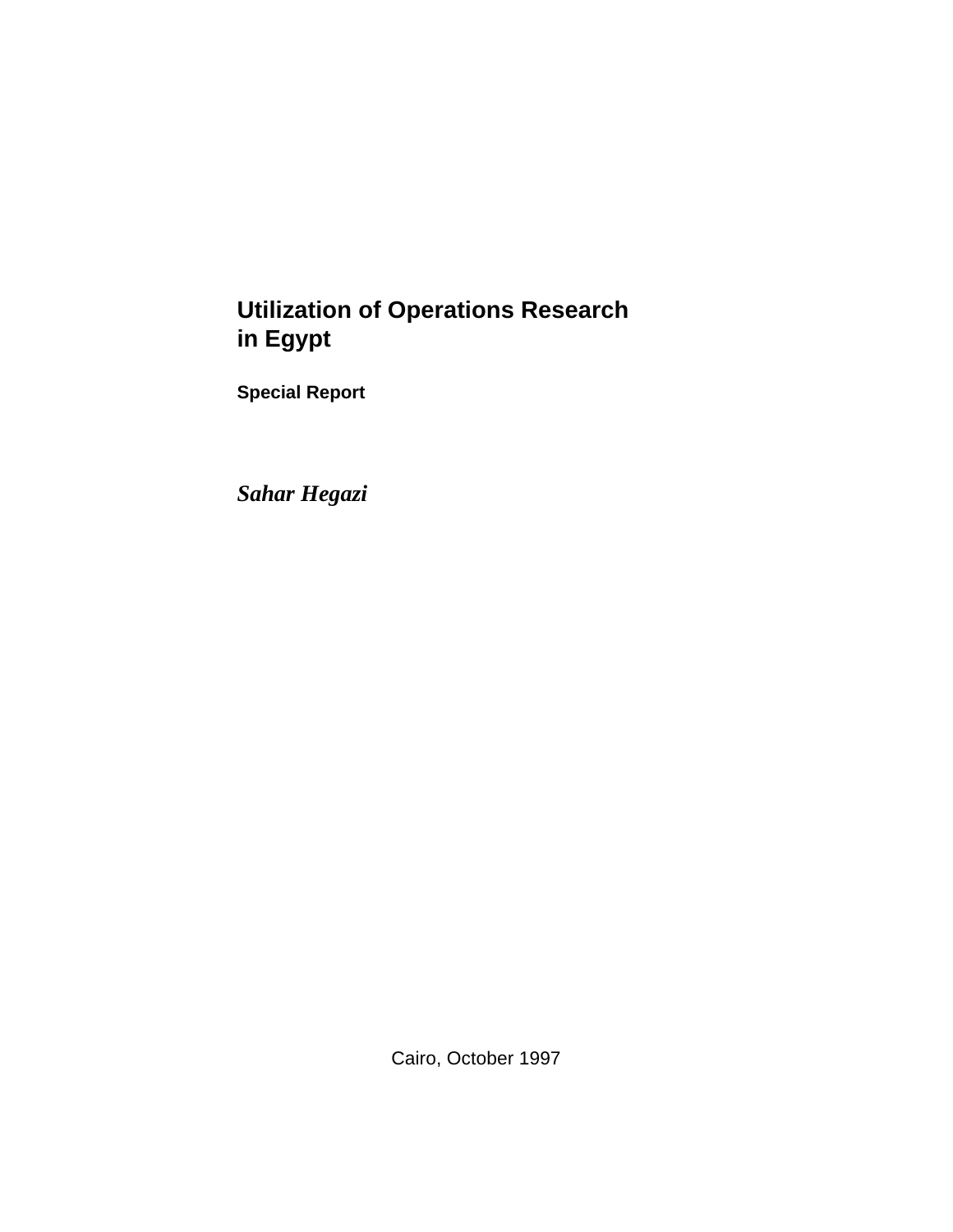# Utilization of Operations Research in Egypt

**Special Report**

***Sahar Hegazi***

Cairo, October 1997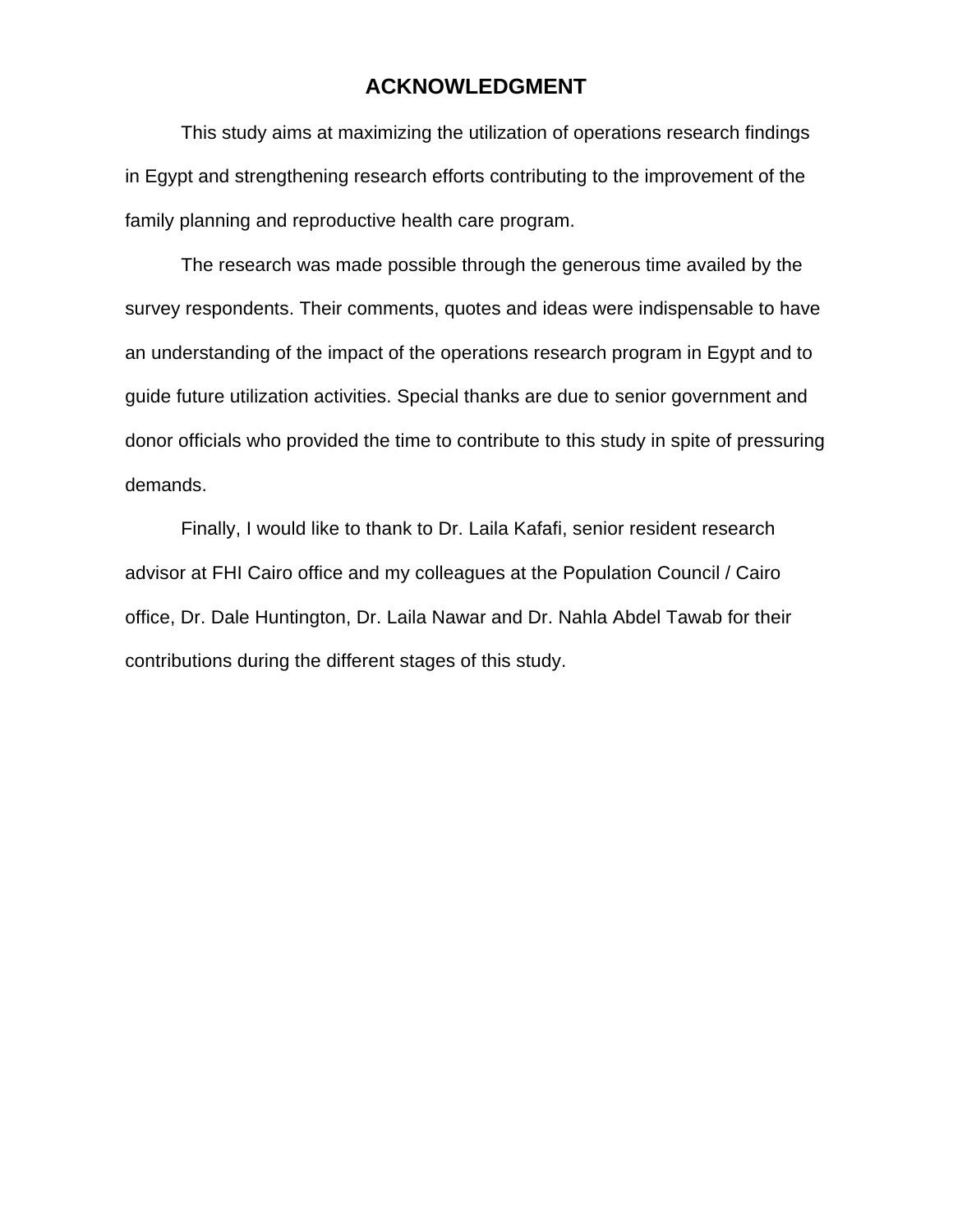# ACKNOWLEDGMENT

This study aims at maximizing the utilization of operations research findings in Egypt and strengthening research efforts contributing to the improvement of the family planning and reproductive health care program.

The research was made possible through the generous time availed by the survey respondents. Their comments, quotes and ideas were indispensable to have an understanding of the impact of the operations research program in Egypt and to guide future utilization activities. Special thanks are due to senior government and donor officials who provided the time to contribute to this study in spite of pressuring demands.

Finally, I would like to thank to Dr. Laila Kafafi, senior resident research advisor at FHI Cairo office and my colleagues at the Population Council / Cairo office, Dr. Dale Huntington, Dr. Laila Nawar and Dr. Nahla Abdel Tawab for their contributions during the different stages of this study.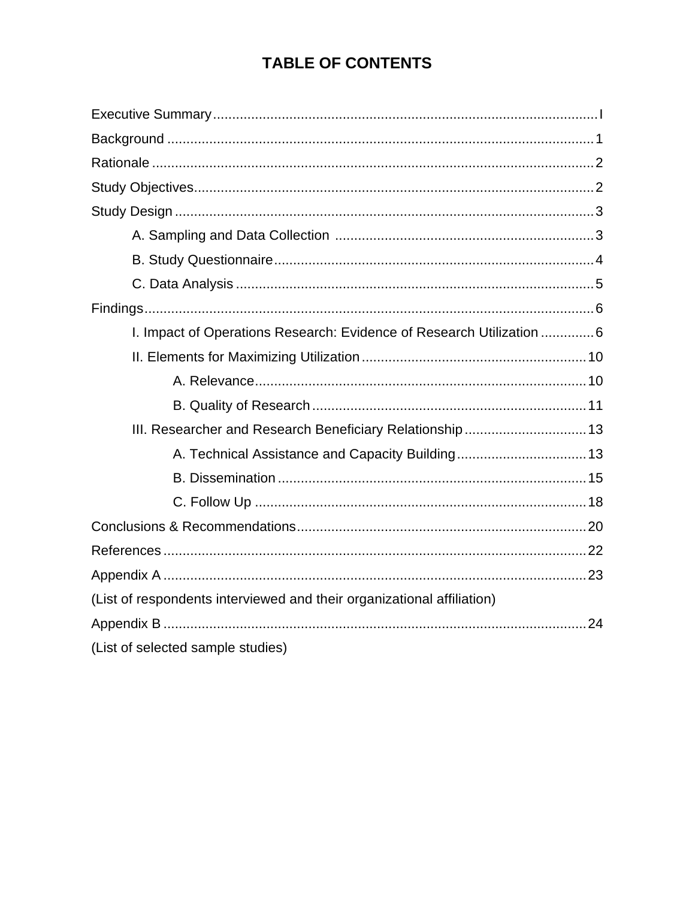# TABLE OF CONTENTS

Executive Summary .................................................. I

Background .................................................. 1

Rationale .................................................. 2

Study Objectives .................................................. 2

Study Design .................................................. 3

- A. Sampling and Data Collection .................................................. 3
- B. Study Questionnaire .................................................. 4
- C. Data Analysis .................................................. 5

Findings .................................................. 6

- I. Impact of Operations Research: Evidence of Research Utilization .................................................. 6
- II. Elements for Maximizing Utilization .................................................. 10
  - A. Relevance .................................................. 10
  - B. Quality of Research .................................................. 11
- III. Researcher and Research Beneficiary Relationship .................................................. 13
  - A. Technical Assistance and Capacity Building .................................................. 13
  - B. Dissemination .................................................. 15
  - C. Follow Up .................................................. 18

Conclusions & Recommendations .................................................. 20

References .................................................. 22

Appendix A .................................................. 23

(List of respondents interviewed and their organizational affiliation)

Appendix B .................................................. 24

(List of selected sample studies)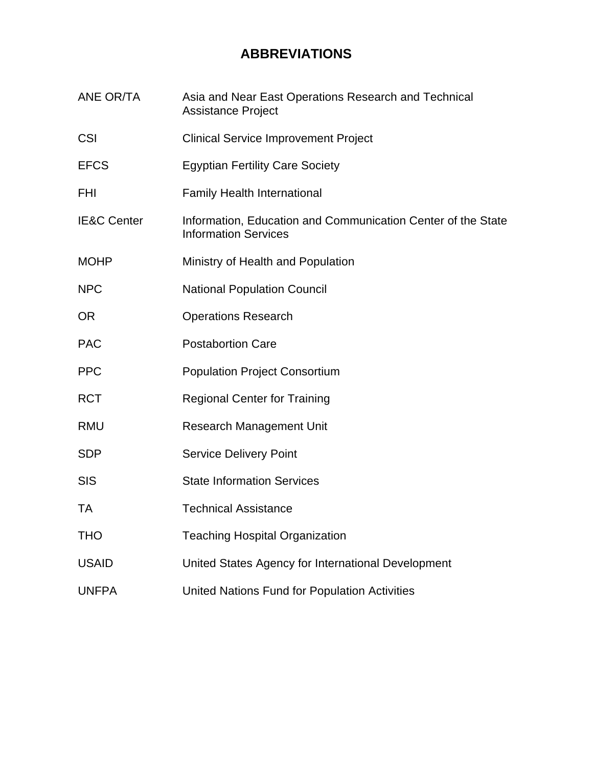# ABBREVIATIONS

| | |
|---|---|
| ANE OR/TA | Asia and Near East Operations Research and Technical Assistance Project |
| CSI | Clinical Service Improvement Project |
| EFCS | Egyptian Fertility Care Society |
| FHI | Family Health International |
| IE&C Center | Information, Education and Communication Center of the State Information Services |
| MOHP | Ministry of Health and Population |
| NPC | National Population Council |
| OR | Operations Research |
| PAC | Postabortion Care |
| PPC | Population Project Consortium |
| RCT | Regional Center for Training |
| RMU | Research Management Unit |
| SDP | Service Delivery Point |
| SIS | State Information Services |
| TA | Technical Assistance |
| THO | Teaching Hospital Organization |
| USAID | United States Agency for International Development |
| UNFPA | United Nations Fund for Population Activities |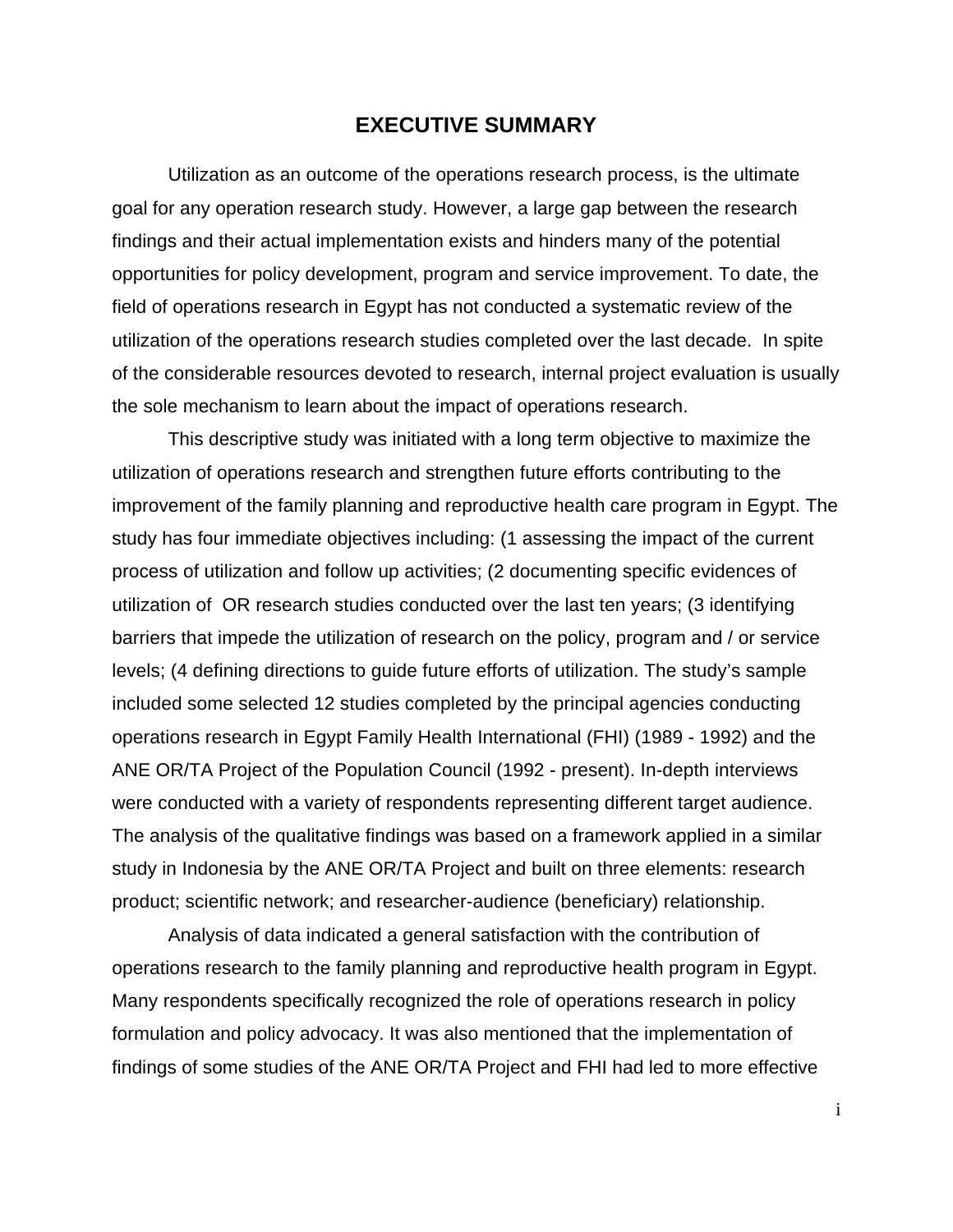# EXECUTIVE SUMMARY

Utilization as an outcome of the operations research process, is the ultimate goal for any operation research study. However, a large gap between the research findings and their actual implementation exists and hinders many of the potential opportunities for policy development, program and service improvement. To date, the field of operations research in Egypt has not conducted a systematic review of the utilization of the operations research studies completed over the last decade. In spite of the considerable resources devoted to research, internal project evaluation is usually the sole mechanism to learn about the impact of operations research.

This descriptive study was initiated with a long term objective to maximize the utilization of operations research and strengthen future efforts contributing to the improvement of the family planning and reproductive health care program in Egypt. The study has four immediate objectives including: (1 assessing the impact of the current process of utilization and follow up activities; (2 documenting specific evidences of utilization of OR research studies conducted over the last ten years; (3 identifying barriers that impede the utilization of research on the policy, program and / or service levels; (4 defining directions to guide future efforts of utilization. The study's sample included some selected 12 studies completed by the principal agencies conducting operations research in Egypt Family Health International (FHI) (1989 - 1992) and the ANE OR/TA Project of the Population Council (1992 - present). In-depth interviews were conducted with a variety of respondents representing different target audience. The analysis of the qualitative findings was based on a framework applied in a similar study in Indonesia by the ANE OR/TA Project and built on three elements: research product; scientific network; and researcher-audience (beneficiary) relationship.

Analysis of data indicated a general satisfaction with the contribution of operations research to the family planning and reproductive health program in Egypt. Many respondents specifically recognized the role of operations research in policy formulation and policy advocacy. It was also mentioned that the implementation of findings of some studies of the ANE OR/TA Project and FHI had led to more effective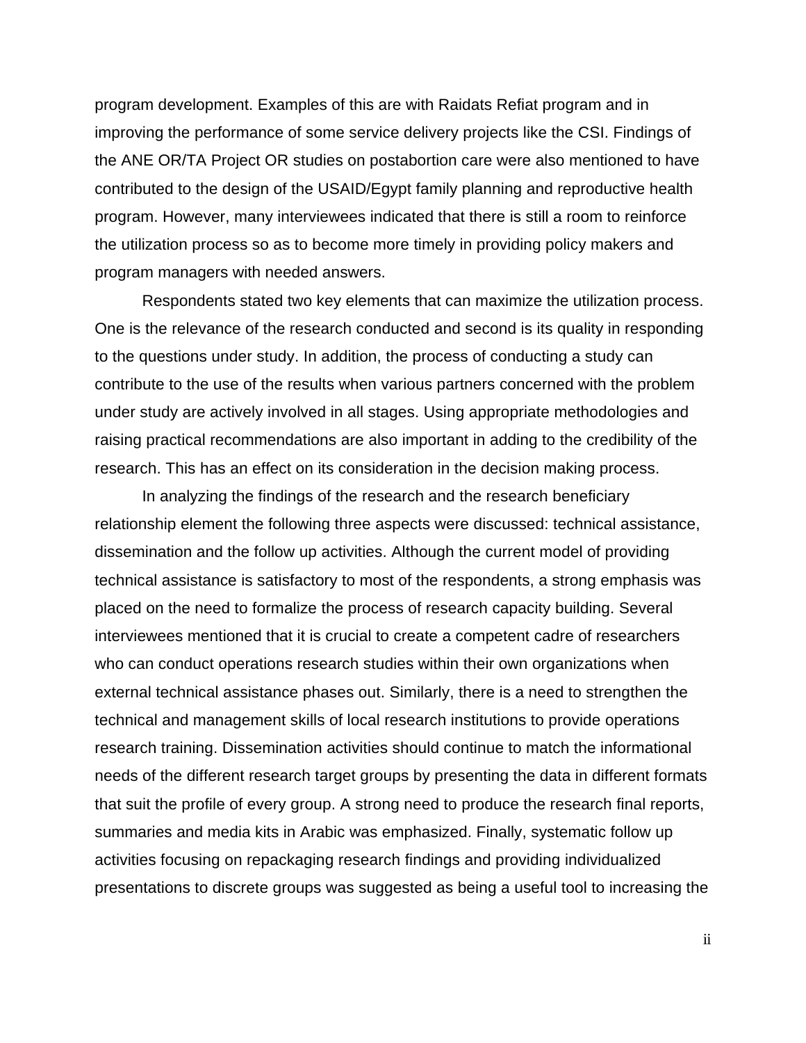program development. Examples of this are with Raidats Refiat program and in improving the performance of some service delivery projects like the CSI. Findings of the ANE OR/TA Project OR studies on postabortion care were also mentioned to have contributed to the design of the USAID/Egypt family planning and reproductive health program. However, many interviewees indicated that there is still a room to reinforce the utilization process so as to become more timely in providing policy makers and program managers with needed answers.

Respondents stated two key elements that can maximize the utilization process. One is the relevance of the research conducted and second is its quality in responding to the questions under study. In addition, the process of conducting a study can contribute to the use of the results when various partners concerned with the problem under study are actively involved in all stages. Using appropriate methodologies and raising practical recommendations are also important in adding to the credibility of the research. This has an effect on its consideration in the decision making process.

In analyzing the findings of the research and the research beneficiary relationship element the following three aspects were discussed: technical assistance, dissemination and the follow up activities. Although the current model of providing technical assistance is satisfactory to most of the respondents, a strong emphasis was placed on the need to formalize the process of research capacity building. Several interviewees mentioned that it is crucial to create a competent cadre of researchers who can conduct operations research studies within their own organizations when external technical assistance phases out. Similarly, there is a need to strengthen the technical and management skills of local research institutions to provide operations research training. Dissemination activities should continue to match the informational needs of the different research target groups by presenting the data in different formats that suit the profile of every group. A strong need to produce the research final reports, summaries and media kits in Arabic was emphasized. Finally, systematic follow up activities focusing on repackaging research findings and providing individualized presentations to discrete groups was suggested as being a useful tool to increasing the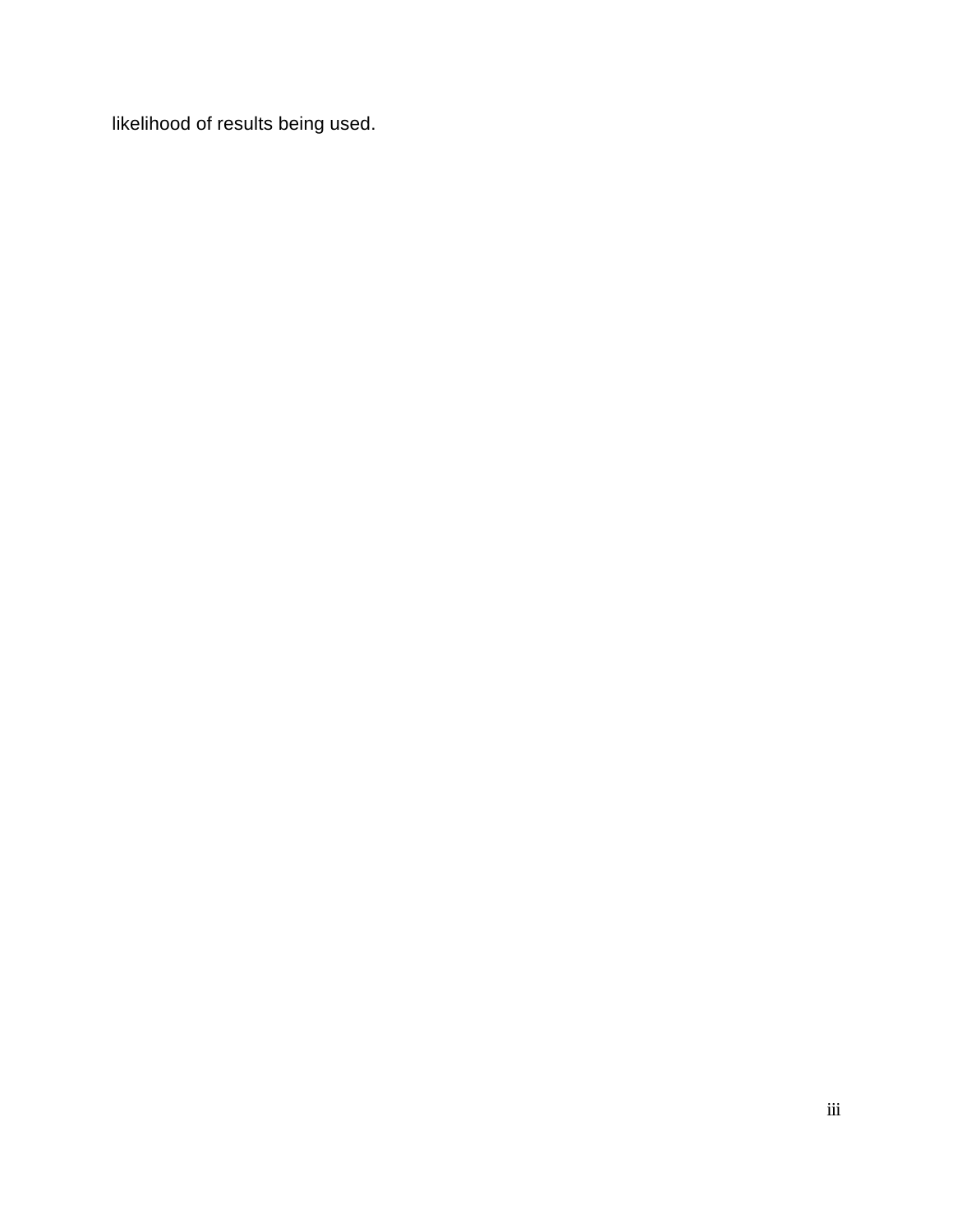likelihood of results being used.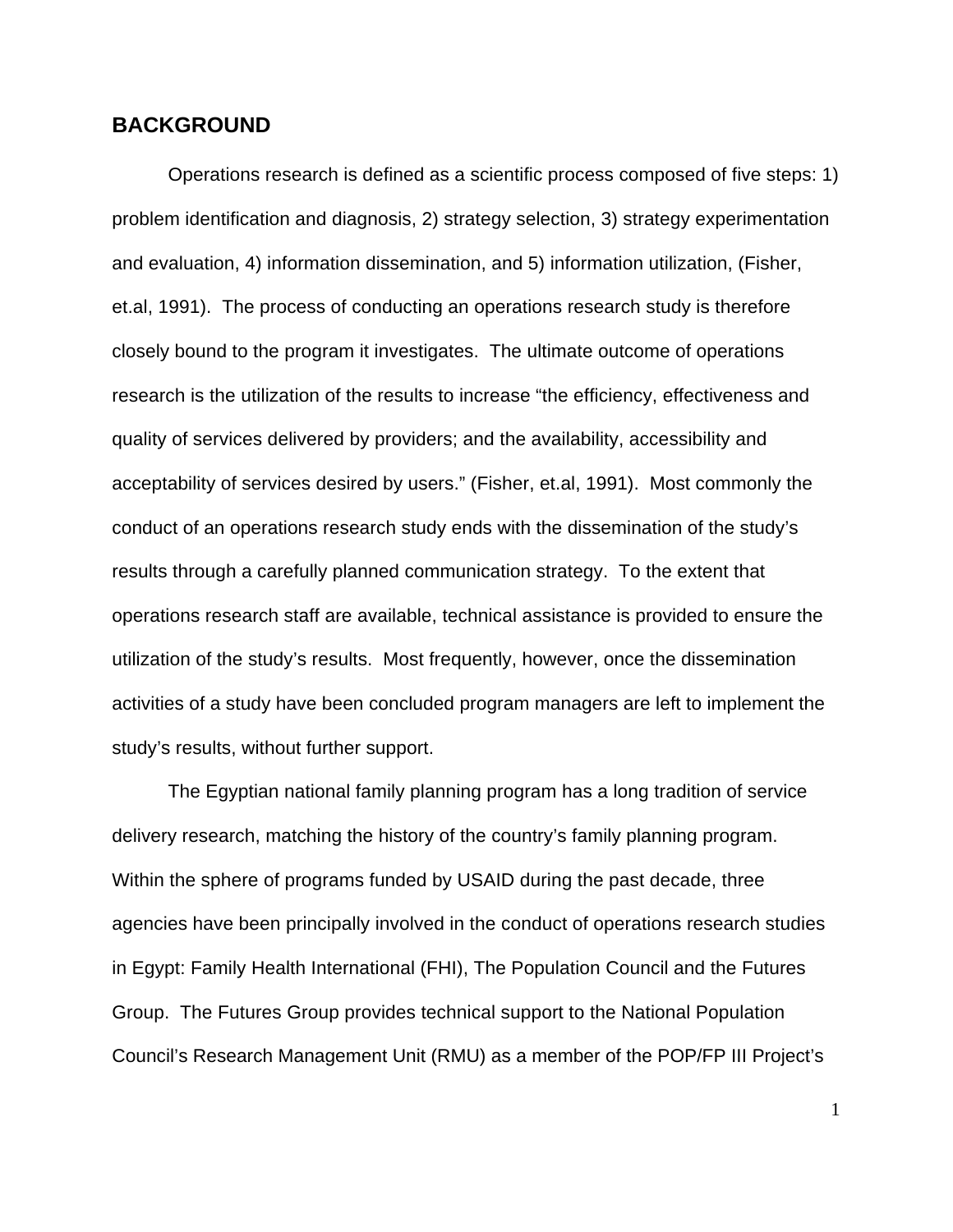## BACKGROUND

Operations research is defined as a scientific process composed of five steps: 1) problem identification and diagnosis, 2) strategy selection, 3) strategy experimentation and evaluation, 4) information dissemination, and 5) information utilization, (Fisher, et.al, 1991). The process of conducting an operations research study is therefore closely bound to the program it investigates. The ultimate outcome of operations research is the utilization of the results to increase "the efficiency, effectiveness and quality of services delivered by providers; and the availability, accessibility and acceptability of services desired by users." (Fisher, et.al, 1991). Most commonly the conduct of an operations research study ends with the dissemination of the study's results through a carefully planned communication strategy. To the extent that operations research staff are available, technical assistance is provided to ensure the utilization of the study's results. Most frequently, however, once the dissemination activities of a study have been concluded program managers are left to implement the study's results, without further support.

The Egyptian national family planning program has a long tradition of service delivery research, matching the history of the country's family planning program. Within the sphere of programs funded by USAID during the past decade, three agencies have been principally involved in the conduct of operations research studies in Egypt: Family Health International (FHI), The Population Council and the Futures Group. The Futures Group provides technical support to the National Population Council's Research Management Unit (RMU) as a member of the POP/FP III Project's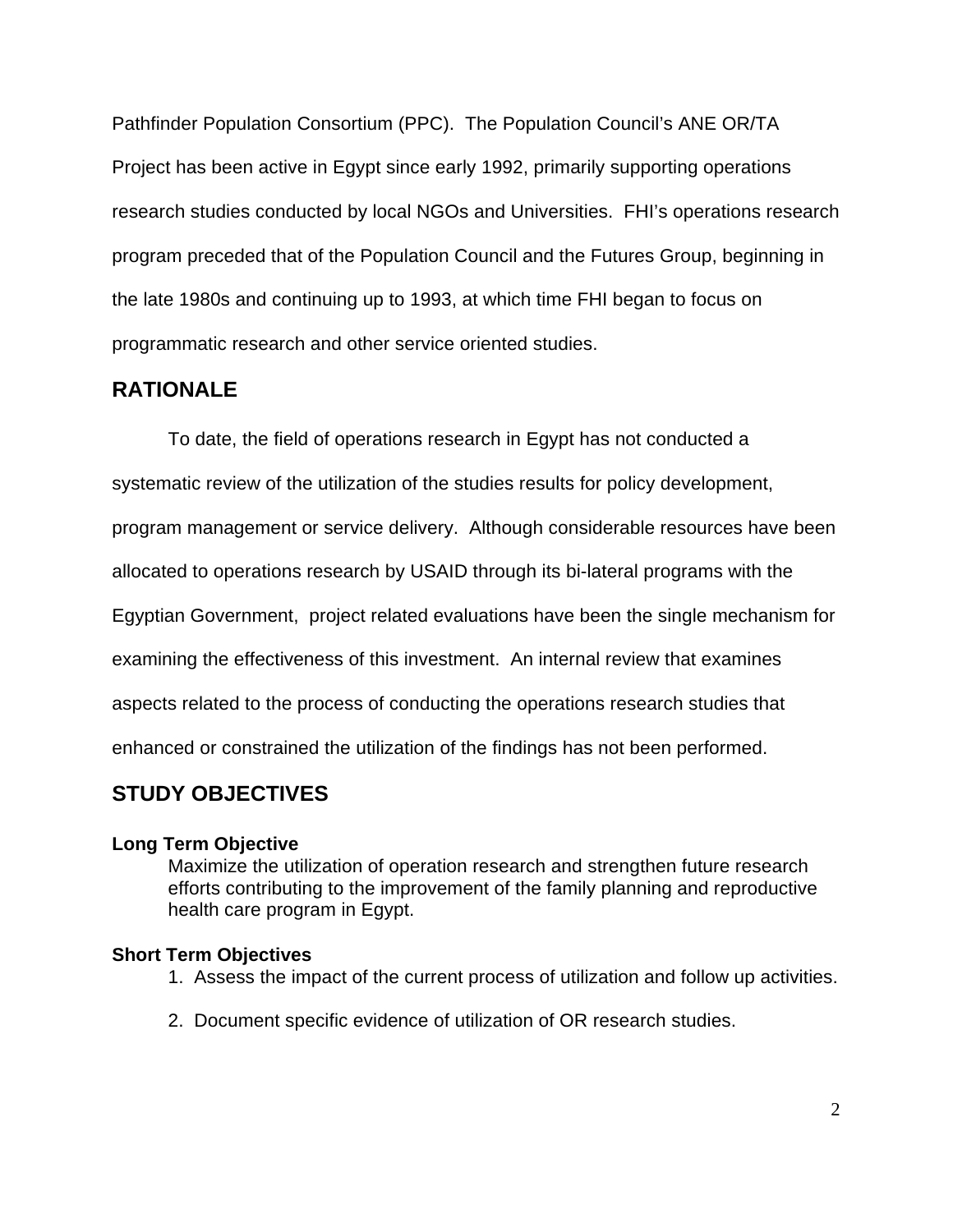Pathfinder Population Consortium (PPC). The Population Council's ANE OR/TA Project has been active in Egypt since early 1992, primarily supporting operations research studies conducted by local NGOs and Universities. FHI's operations research program preceded that of the Population Council and the Futures Group, beginning in the late 1980s and continuing up to 1993, at which time FHI began to focus on programmatic research and other service oriented studies.

## RATIONALE

To date, the field of operations research in Egypt has not conducted a systematic review of the utilization of the studies results for policy development, program management or service delivery. Although considerable resources have been allocated to operations research by USAID through its bi-lateral programs with the Egyptian Government, project related evaluations have been the single mechanism for examining the effectiveness of this investment. An internal review that examines aspects related to the process of conducting the operations research studies that enhanced or constrained the utilization of the findings has not been performed.

## STUDY OBJECTIVES

### Long Term Objective

Maximize the utilization of operation research and strengthen future research efforts contributing to the improvement of the family planning and reproductive health care program in Egypt.

### Short Term Objectives

1. Assess the impact of the current process of utilization and follow up activities.
2. Document specific evidence of utilization of OR research studies.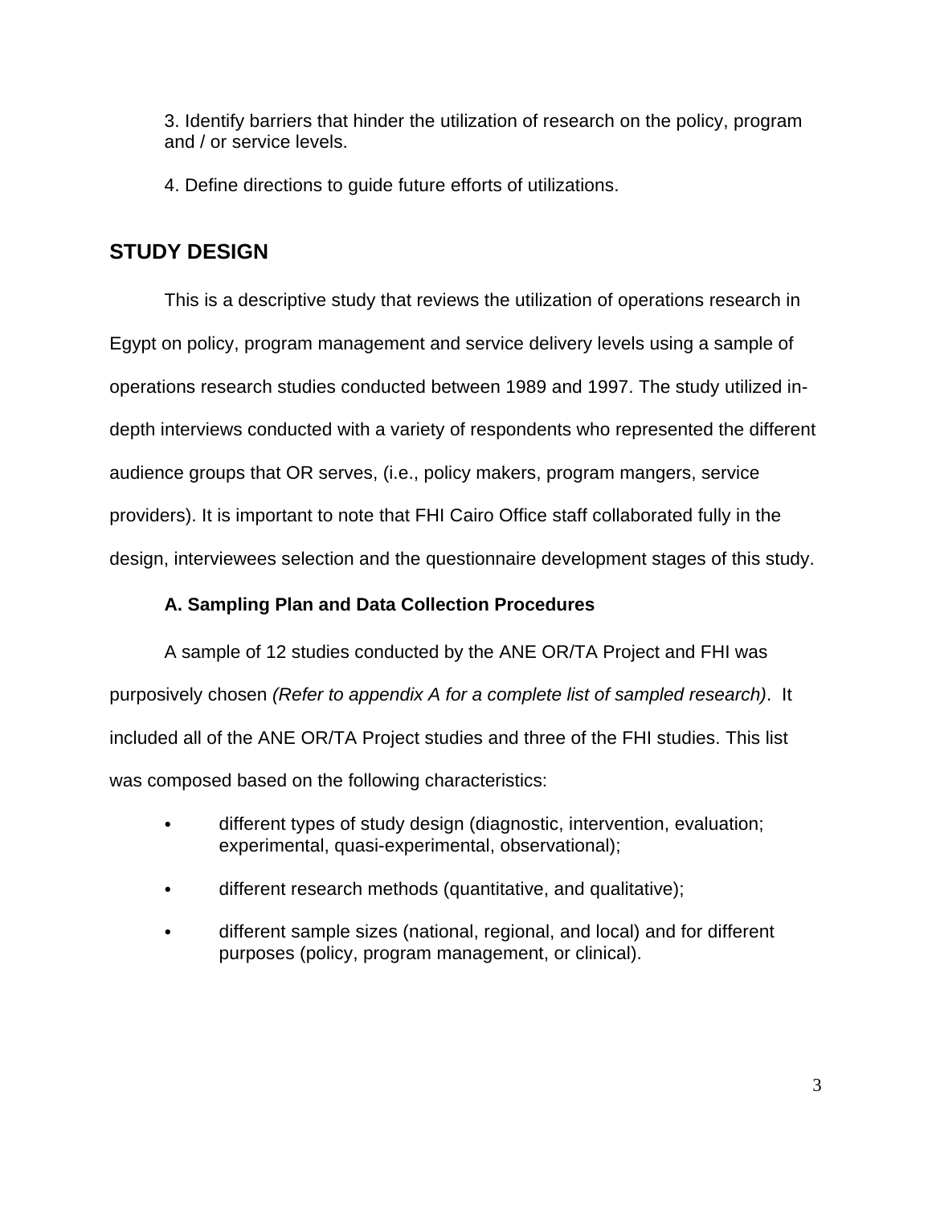3. Identify barriers that hinder the utilization of research on the policy, program and / or service levels.

4. Define directions to guide future efforts of utilizations.

## STUDY DESIGN

This is a descriptive study that reviews the utilization of operations research in Egypt on policy, program management and service delivery levels using a sample of operations research studies conducted between 1989 and 1997. The study utilized in-depth interviews conducted with a variety of respondents who represented the different audience groups that OR serves, (i.e., policy makers, program mangers, service providers). It is important to note that FHI Cairo Office staff collaborated fully in the design, interviewees selection and the questionnaire development stages of this study.

### A. Sampling Plan and Data Collection Procedures

A sample of 12 studies conducted by the ANE OR/TA Project and FHI was purposively chosen *(Refer to appendix A for a complete list of sampled research)*. It included all of the ANE OR/TA Project studies and three of the FHI studies. This list was composed based on the following characteristics:

- different types of study design (diagnostic, intervention, evaluation; experimental, quasi-experimental, observational);
- different research methods (quantitative, and qualitative);
- different sample sizes (national, regional, and local) and for different purposes (policy, program management, or clinical).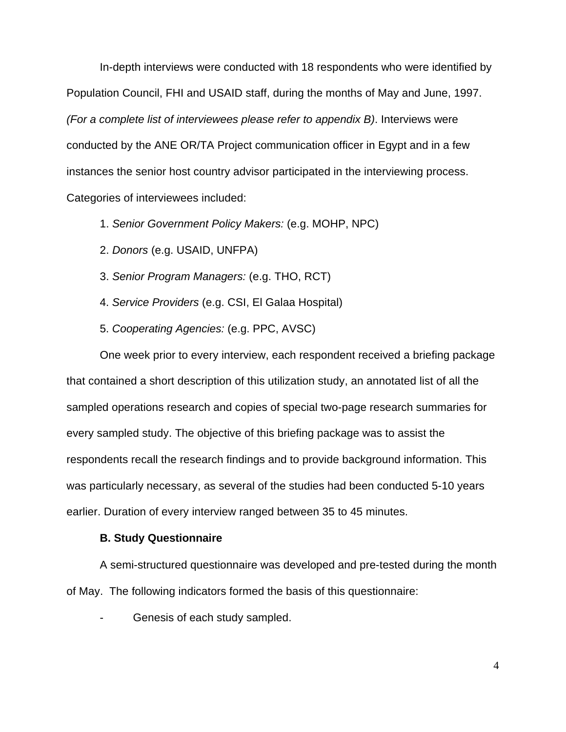In-depth interviews were conducted with 18 respondents who were identified by Population Council, FHI and USAID staff, during the months of May and June, 1997. *(For a complete list of interviewees please refer to appendix B)*. Interviews were conducted by the ANE OR/TA Project communication officer in Egypt and in a few instances the senior host country advisor participated in the interviewing process. Categories of interviewees included:

1. *Senior Government Policy Makers:* (e.g. MOHP, NPC)
2. *Donors* (e.g. USAID, UNFPA)
3. *Senior Program Managers:* (e.g. THO, RCT)
4. *Service Providers* (e.g. CSI, El Galaa Hospital)
5. *Cooperating Agencies:* (e.g. PPC, AVSC)

One week prior to every interview, each respondent received a briefing package that contained a short description of this utilization study, an annotated list of all the sampled operations research and copies of special two-page research summaries for every sampled study. The objective of this briefing package was to assist the respondents recall the research findings and to provide background information. This was particularly necessary, as several of the studies had been conducted 5-10 years earlier. Duration of every interview ranged between 35 to 45 minutes.

**B. Study Questionnaire**

A semi-structured questionnaire was developed and pre-tested during the month of May. The following indicators formed the basis of this questionnaire:

- Genesis of each study sampled.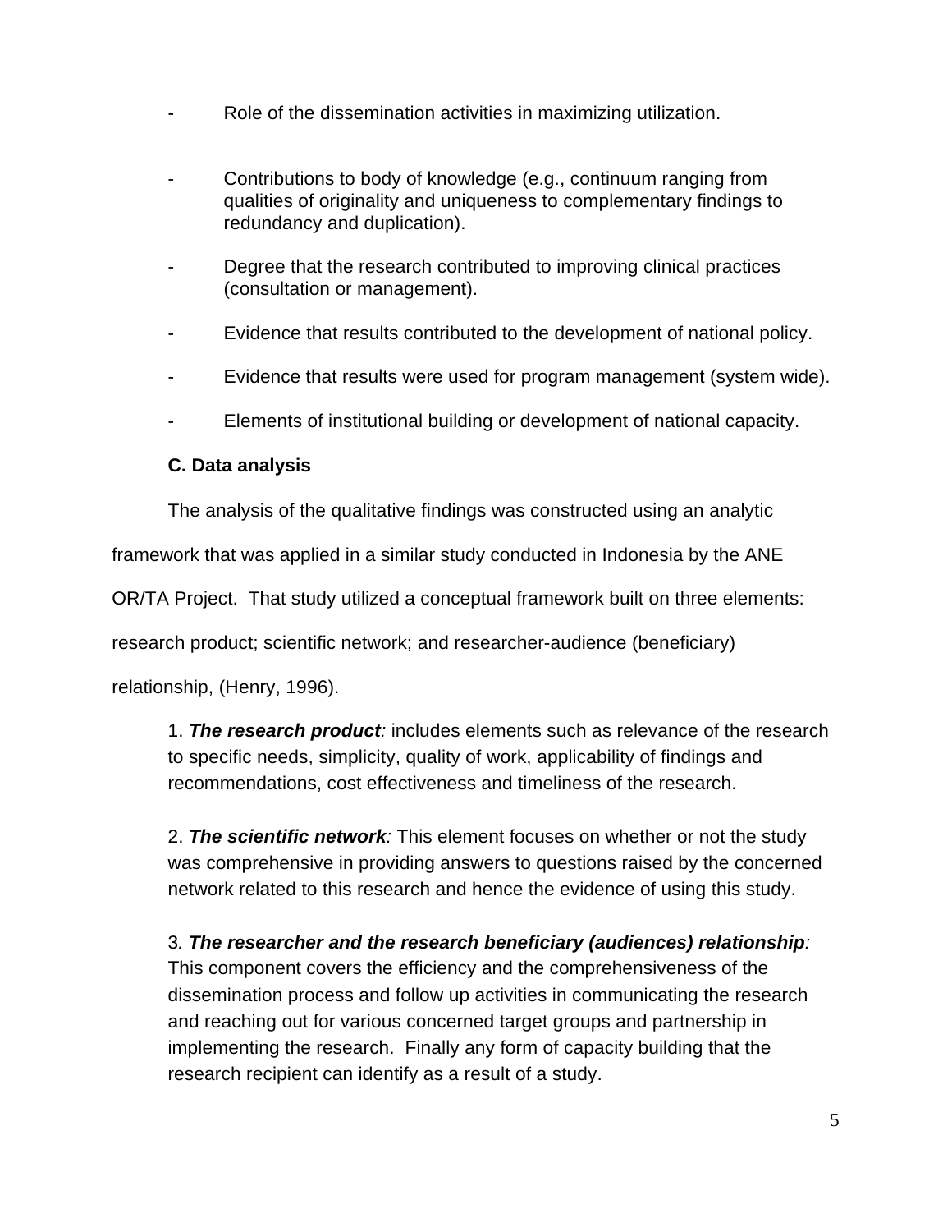- Role of the dissemination activities in maximizing utilization.
- Contributions to body of knowledge (e.g., continuum ranging from qualities of originality and uniqueness to complementary findings to redundancy and duplication).
- Degree that the research contributed to improving clinical practices (consultation or management).
- Evidence that results contributed to the development of national policy.
- Evidence that results were used for program management (system wide).
- Elements of institutional building or development of national capacity.

### C. Data analysis

The analysis of the qualitative findings was constructed using an analytic framework that was applied in a similar study conducted in Indonesia by the ANE OR/TA Project. That study utilized a conceptual framework built on three elements: research product; scientific network; and researcher-audience (beneficiary) relationship, (Henry, 1996).

1. ***The research product**:* includes elements such as relevance of the research to specific needs, simplicity, quality of work, applicability of findings and recommendations, cost effectiveness and timeliness of the research.

2. ***The scientific network**:* This element focuses on whether or not the study was comprehensive in providing answers to questions raised by the concerned network related to this research and hence the evidence of using this study.

3. ***The researcher and the research beneficiary (audiences) relationship**:* This component covers the efficiency and the comprehensiveness of the dissemination process and follow up activities in communicating the research and reaching out for various concerned target groups and partnership in implementing the research. Finally any form of capacity building that the research recipient can identify as a result of a study.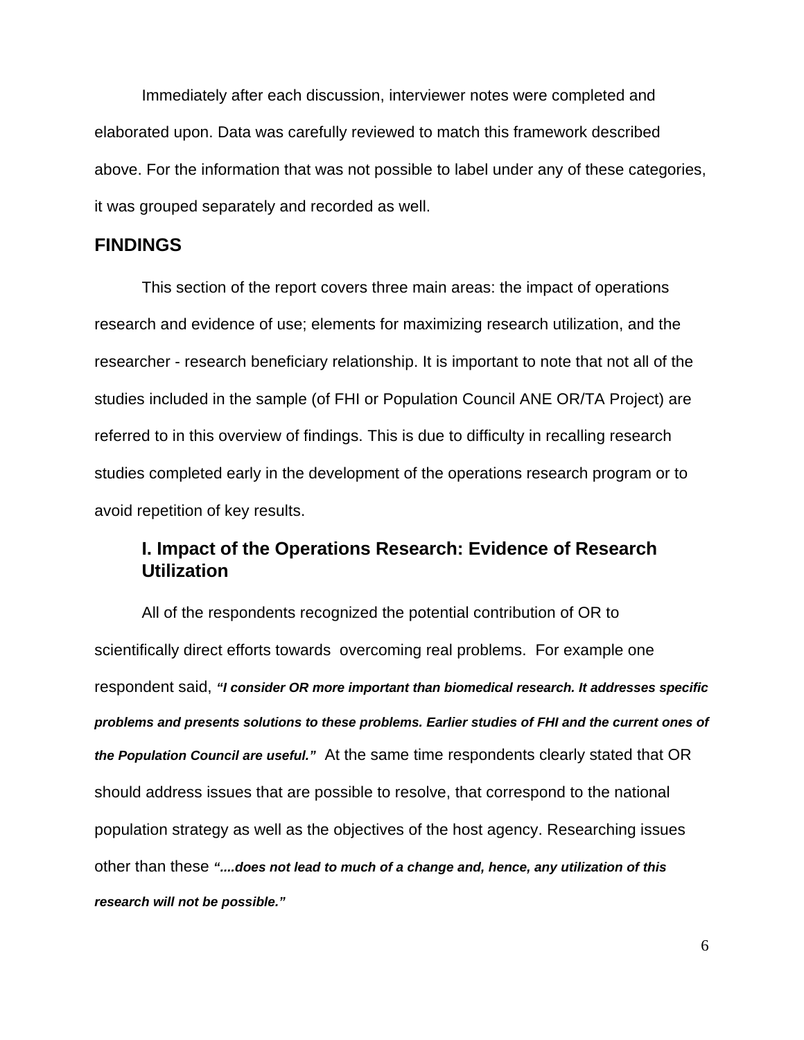Immediately after each discussion, interviewer notes were completed and elaborated upon. Data was carefully reviewed to match this framework described above. For the information that was not possible to label under any of these categories, it was grouped separately and recorded as well.

## FINDINGS

This section of the report covers three main areas: the impact of operations research and evidence of use; elements for maximizing research utilization, and the researcher - research beneficiary relationship. It is important to note that not all of the studies included in the sample (of FHI or Population Council ANE OR/TA Project) are referred to in this overview of findings. This is due to difficulty in recalling research studies completed early in the development of the operations research program or to avoid repetition of key results.

### I. Impact of the Operations Research: Evidence of Research Utilization

All of the respondents recognized the potential contribution of OR to scientifically direct efforts towards overcoming real problems. For example one respondent said, ***"I consider OR more important than biomedical research. It addresses specific problems and presents solutions to these problems. Earlier studies of FHI and the current ones of the Population Council are useful."*** At the same time respondents clearly stated that OR should address issues that are possible to resolve, that correspond to the national population strategy as well as the objectives of the host agency. Researching issues other than these ***"....does not lead to much of a change and, hence, any utilization of this research will not be possible."***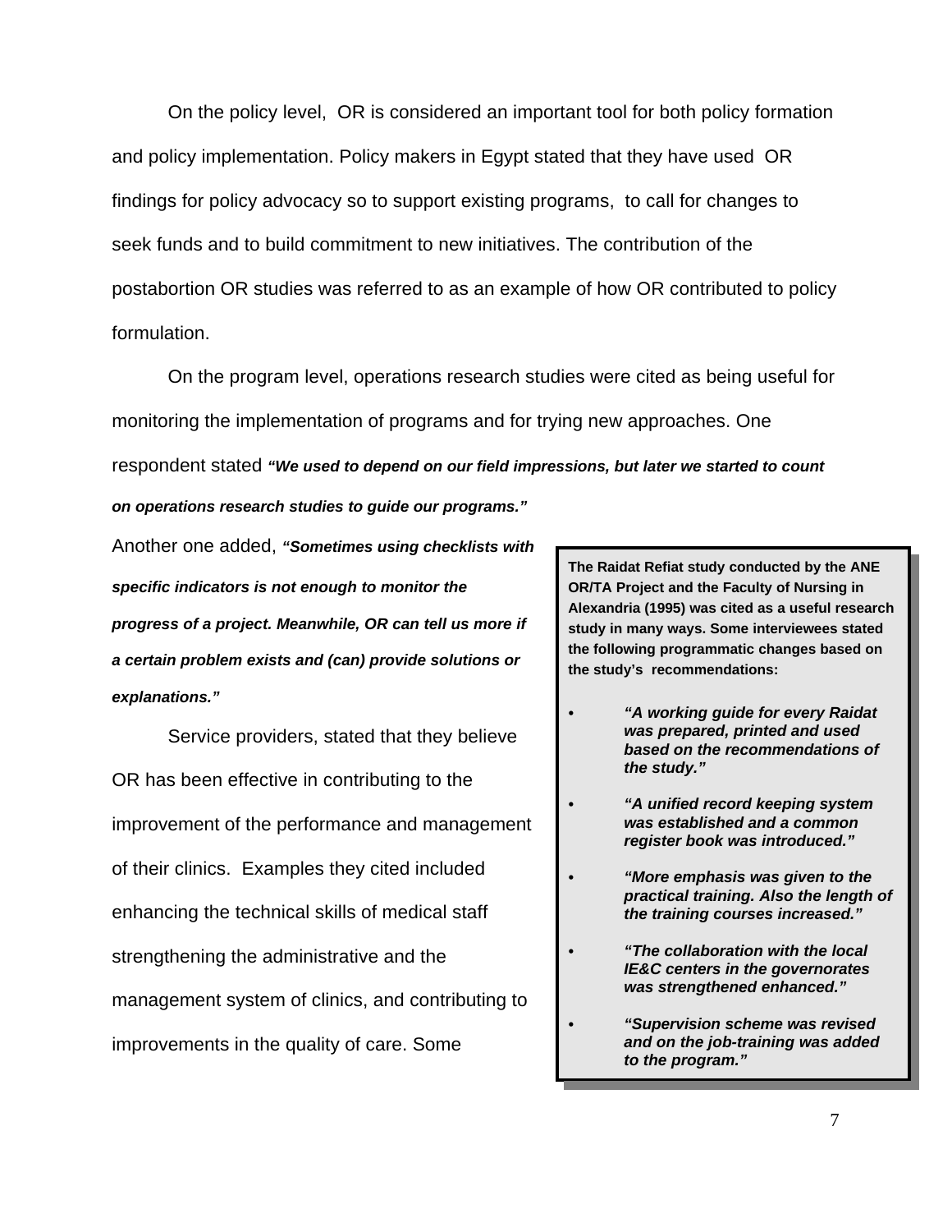On the policy level, OR is considered an important tool for both policy formation and policy implementation. Policy makers in Egypt stated that they have used OR findings for policy advocacy so to support existing programs, to call for changes to seek funds and to build commitment to new initiatives. The contribution of the postabortion OR studies was referred to as an example of how OR contributed to policy formulation.

On the program level, operations research studies were cited as being useful for monitoring the implementation of programs and for trying new approaches. One respondent stated ***"We used to depend on our field impressions, but later we started to count on operations research studies to guide our programs."*** Another one added, ***"Sometimes using checklists with specific indicators is not enough to monitor the progress of a project. Meanwhile, OR can tell us more if a certain problem exists and (can) provide solutions or explanations."***

Service providers, stated that they believe OR has been effective in contributing to the improvement of the performance and management of their clinics. Examples they cited included enhancing the technical skills of medical staff strengthening the administrative and the management system of clinics, and contributing to improvements in the quality of care. Some

**The Raidat Refiat study conducted by the ANE OR/TA Project and the Faculty of Nursing in Alexandria (1995) was cited as a useful research study in many ways. Some interviewees stated the following programmatic changes based on the study's recommendations:**

- ***"A working guide for every Raidat was prepared, printed and used based on the recommendations of the study."***
- ***"A unified record keeping system was established and a common register book was introduced."***
- ***"More emphasis was given to the practical training. Also the length of the training courses increased."***
- ***"The collaboration with the local IE&C centers in the governorates was strengthened enhanced."***
- ***"Supervision scheme was revised and on the job-training was added to the program."***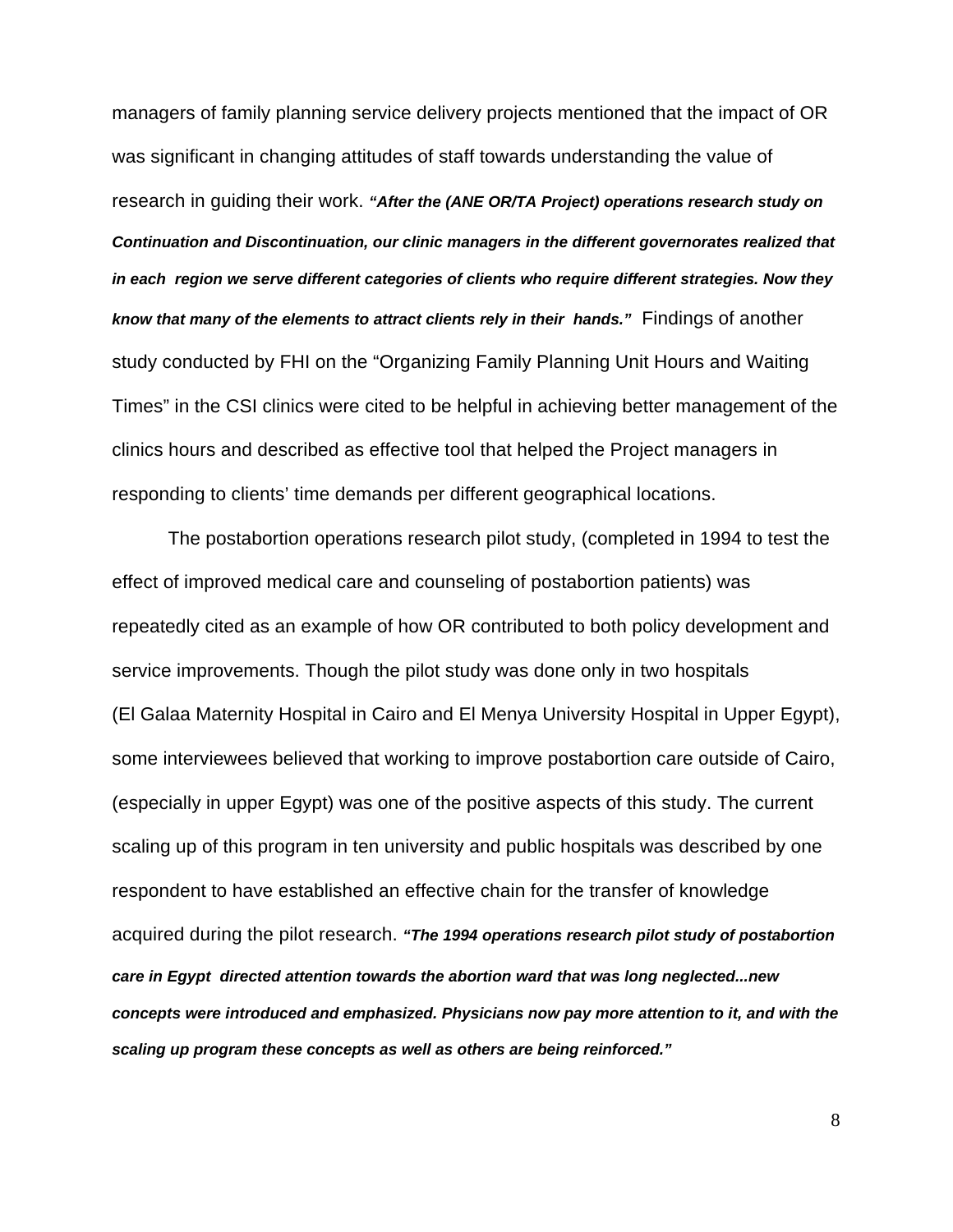managers of family planning service delivery projects mentioned that the impact of OR was significant in changing attitudes of staff towards understanding the value of research in guiding their work. ***"After the (ANE OR/TA Project) operations research study on Continuation and Discontinuation, our clinic managers in the different governorates realized that in each region we serve different categories of clients who require different strategies. Now they know that many of the elements to attract clients rely in their hands."*** Findings of another study conducted by FHI on the "Organizing Family Planning Unit Hours and Waiting Times" in the CSI clinics were cited to be helpful in achieving better management of the clinics hours and described as effective tool that helped the Project managers in responding to clients' time demands per different geographical locations.

The postabortion operations research pilot study, (completed in 1994 to test the effect of improved medical care and counseling of postabortion patients) was repeatedly cited as an example of how OR contributed to both policy development and service improvements. Though the pilot study was done only in two hospitals (El Galaa Maternity Hospital in Cairo and El Menya University Hospital in Upper Egypt), some interviewees believed that working to improve postabortion care outside of Cairo, (especially in upper Egypt) was one of the positive aspects of this study. The current scaling up of this program in ten university and public hospitals was described by one respondent to have established an effective chain for the transfer of knowledge acquired during the pilot research. ***"The 1994 operations research pilot study of postabortion care in Egypt directed attention towards the abortion ward that was long neglected...new concepts were introduced and emphasized. Physicians now pay more attention to it, and with the scaling up program these concepts as well as others are being reinforced."***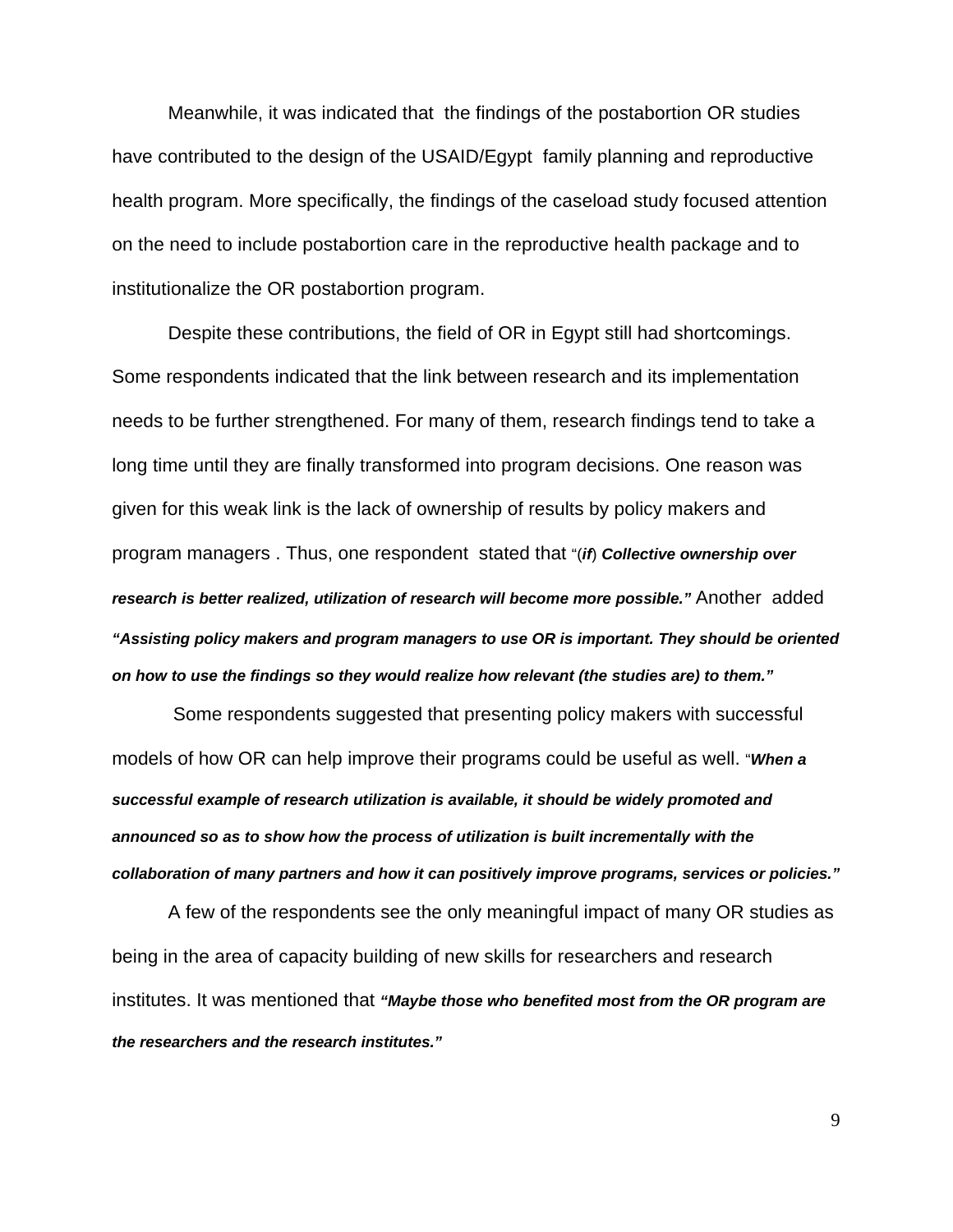Meanwhile, it was indicated that the findings of the postabortion OR studies have contributed to the design of the USAID/Egypt family planning and reproductive health program. More specifically, the findings of the caseload study focused attention on the need to include postabortion care in the reproductive health package and to institutionalize the OR postabortion program.

Despite these contributions, the field of OR in Egypt still had shortcomings. Some respondents indicated that the link between research and its implementation needs to be further strengthened. For many of them, research findings tend to take a long time until they are finally transformed into program decisions. One reason was given for this weak link is the lack of ownership of results by policy makers and program managers . Thus, one respondent stated that "(***if***) ***Collective ownership over research is better realized, utilization of research will become more possible."*** Another added ***"Assisting policy makers and program managers to use OR is important. They should be oriented on how to use the findings so they would realize how relevant (the studies are) to them."***

Some respondents suggested that presenting policy makers with successful models of how OR can help improve their programs could be useful as well. "***When a successful example of research utilization is available, it should be widely promoted and announced so as to show how the process of utilization is built incrementally with the collaboration of many partners and how it can positively improve programs, services or policies."***

A few of the respondents see the only meaningful impact of many OR studies as being in the area of capacity building of new skills for researchers and research institutes. It was mentioned that ***"Maybe those who benefited most from the OR program are the researchers and the research institutes."***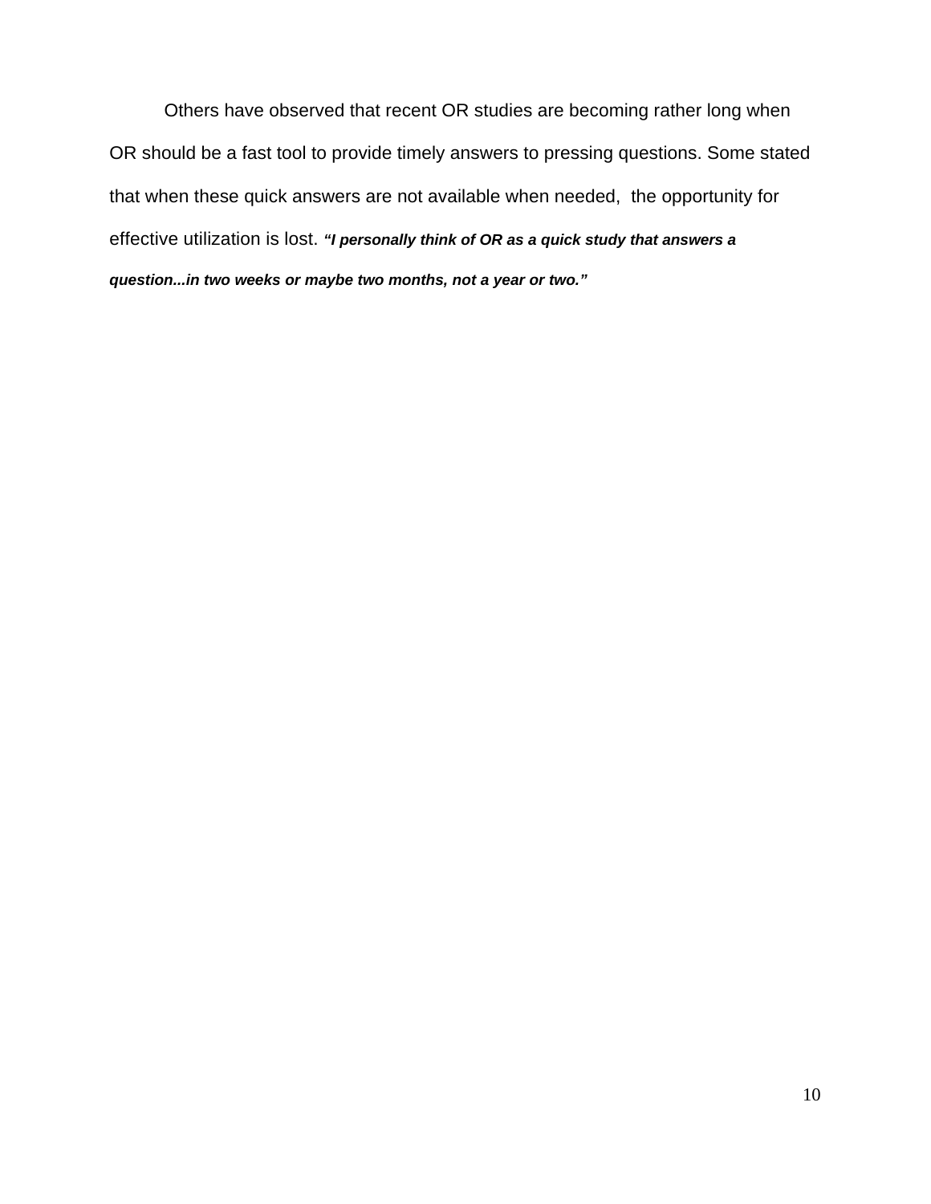Others have observed that recent OR studies are becoming rather long when OR should be a fast tool to provide timely answers to pressing questions. Some stated that when these quick answers are not available when needed,  the opportunity for effective utilization is lost. ***"I personally think of OR as a quick study that answers a question...in two weeks or maybe two months, not a year or two."***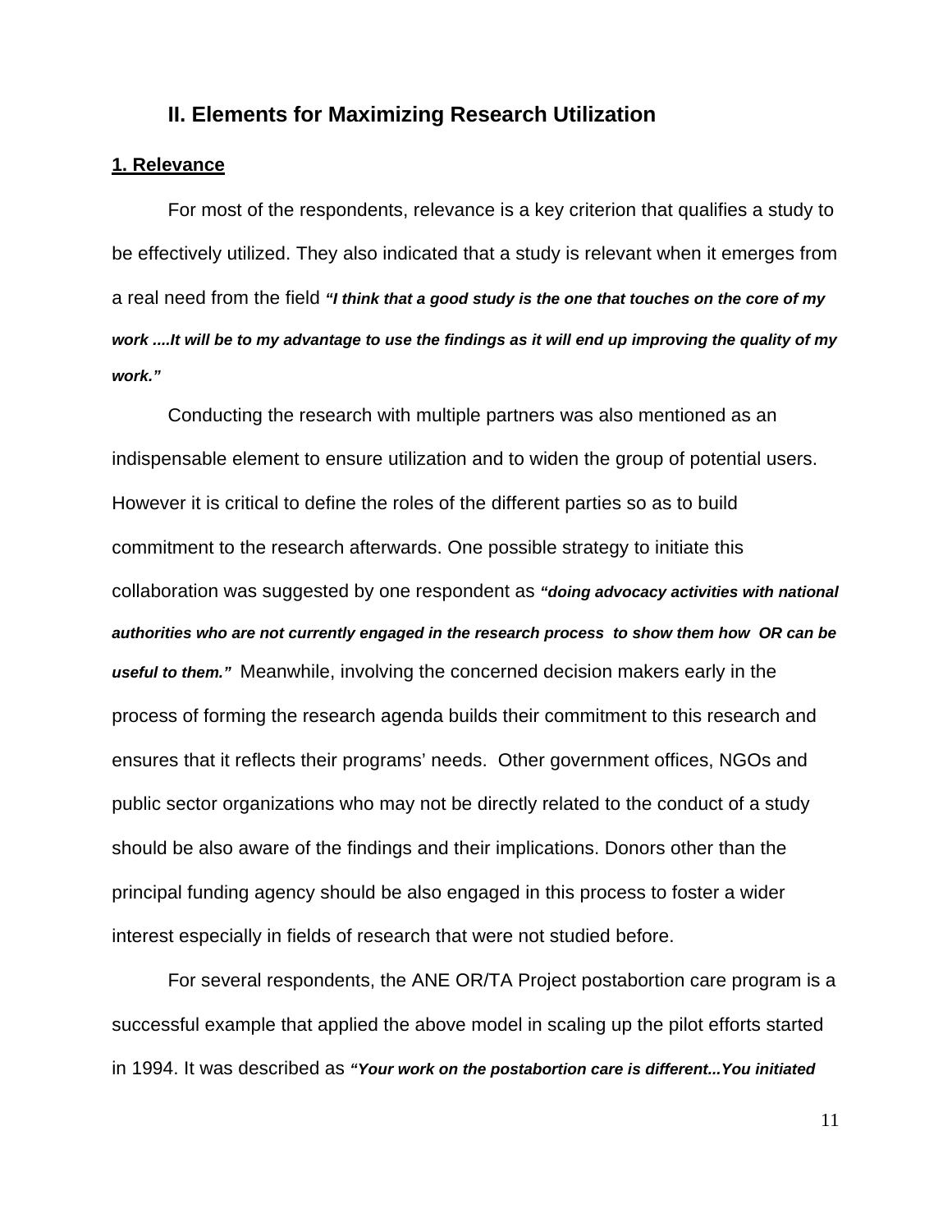## II. Elements for Maximizing Research Utilization

**1. Relevance**

For most of the respondents, relevance is a key criterion that qualifies a study to be effectively utilized. They also indicated that a study is relevant when it emerges from a real need from the field ***"I think that a good study is the one that touches on the core of my work ....It will be to my advantage to use the findings as it will end up improving the quality of my work."***

Conducting the research with multiple partners was also mentioned as an indispensable element to ensure utilization and to widen the group of potential users. However it is critical to define the roles of the different parties so as to build commitment to the research afterwards. One possible strategy to initiate this collaboration was suggested by one respondent as ***"doing advocacy activities with national authorities who are not currently engaged in the research process to show them how OR can be useful to them."*** Meanwhile, involving the concerned decision makers early in the process of forming the research agenda builds their commitment to this research and ensures that it reflects their programs' needs. Other government offices, NGOs and public sector organizations who may not be directly related to the conduct of a study should be also aware of the findings and their implications. Donors other than the principal funding agency should be also engaged in this process to foster a wider interest especially in fields of research that were not studied before.

For several respondents, the ANE OR/TA Project postabortion care program is a successful example that applied the above model in scaling up the pilot efforts started in 1994. It was described as ***"Your work on the postabortion care is different...You initiated***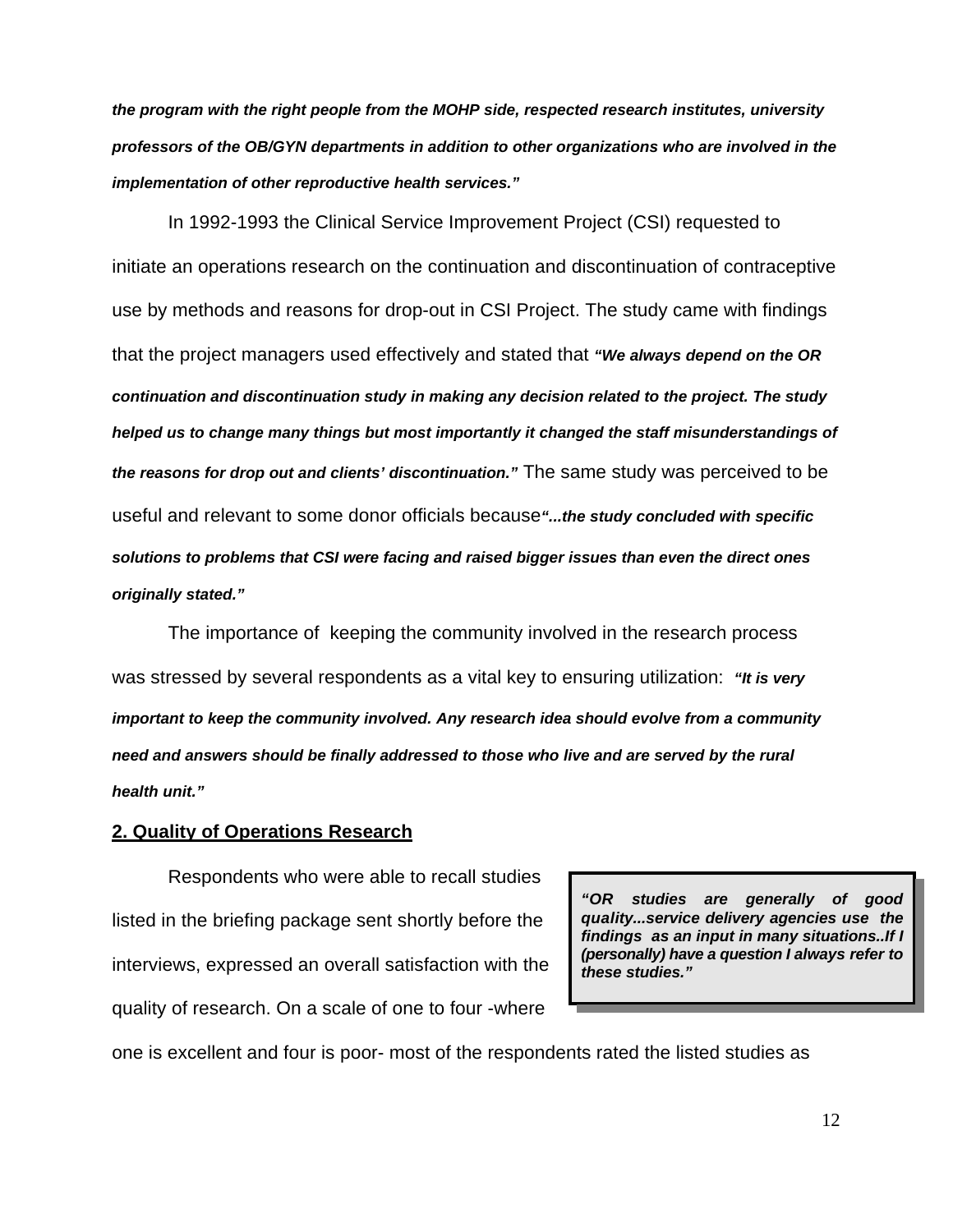***the program with the right people from the MOHP side, respected research institutes, university professors of the OB/GYN departments in addition to other organizations who are involved in the implementation of other reproductive health services."***

In 1992-1993 the Clinical Service Improvement Project (CSI) requested to initiate an operations research on the continuation and discontinuation of contraceptive use by methods and reasons for drop-out in CSI Project. The study came with findings that the project managers used effectively and stated that ***"We always depend on the OR continuation and discontinuation study in making any decision related to the project. The study helped us to change many things but most importantly it changed the staff misunderstandings of the reasons for drop out and clients' discontinuation."*** The same study was perceived to be useful and relevant to some donor officials because ***"...the study concluded with specific solutions to problems that CSI were facing and raised bigger issues than even the direct ones originally stated."***

The importance of keeping the community involved in the research process was stressed by several respondents as a vital key to ensuring utilization: ***"It is very important to keep the community involved. Any research idea should evolve from a community need and answers should be finally addressed to those who live and are served by the rural health unit."***

## 2. Quality of Operations Research

> ***"OR studies are generally of good quality...service delivery agencies use the findings as an input in many situations..If I (personally) have a question I always refer to these studies."***

Respondents who were able to recall studies listed in the briefing package sent shortly before the interviews, expressed an overall satisfaction with the quality of research. On a scale of one to four -where one is excellent and four is poor- most of the respondents rated the listed studies as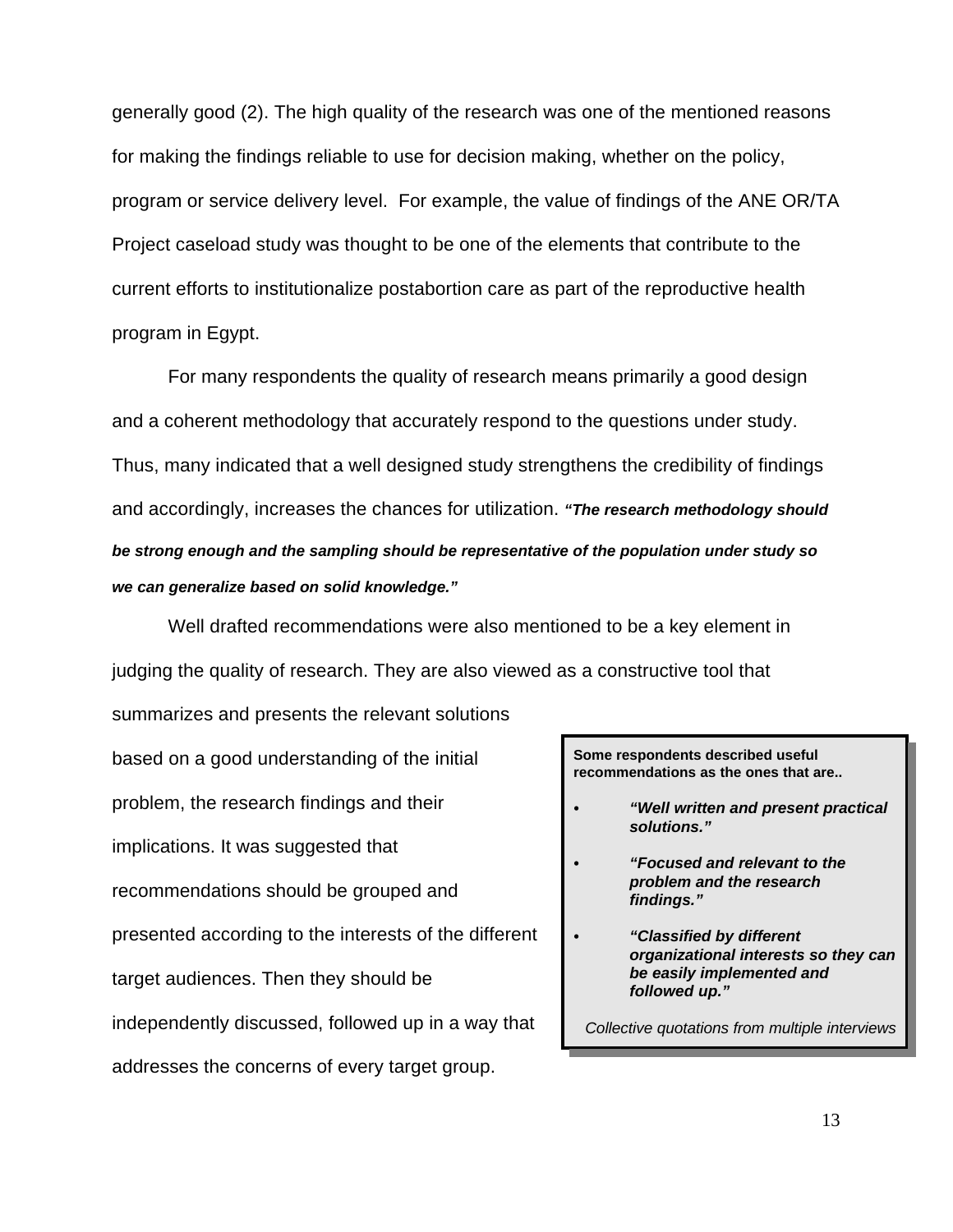generally good (2). The high quality of the research was one of the mentioned reasons for making the findings reliable to use for decision making, whether on the policy, program or service delivery level. For example, the value of findings of the ANE OR/TA Project caseload study was thought to be one of the elements that contribute to the current efforts to institutionalize postabortion care as part of the reproductive health program in Egypt.

For many respondents the quality of research means primarily a good design and a coherent methodology that accurately respond to the questions under study. Thus, many indicated that a well designed study strengthens the credibility of findings and accordingly, increases the chances for utilization. ***"The research methodology should be strong enough and the sampling should be representative of the population under study so we can generalize based on solid knowledge."***

Well drafted recommendations were also mentioned to be a key element in judging the quality of research. They are also viewed as a constructive tool that summarizes and presents the relevant solutions based on a good understanding of the initial problem, the research findings and their implications. It was suggested that recommendations should be grouped and presented according to the interests of the different target audiences. Then they should be independently discussed, followed up in a way that addresses the concerns of every target group.

> **Some respondents described useful recommendations as the ones that are..**
>
> - ***"Well written and present practical solutions."***
> - ***"Focused and relevant to the problem and the research findings."***
> - ***"Classified by different organizational interests so they can be easily implemented and followed up."***
>
> *Collective quotations from multiple interviews*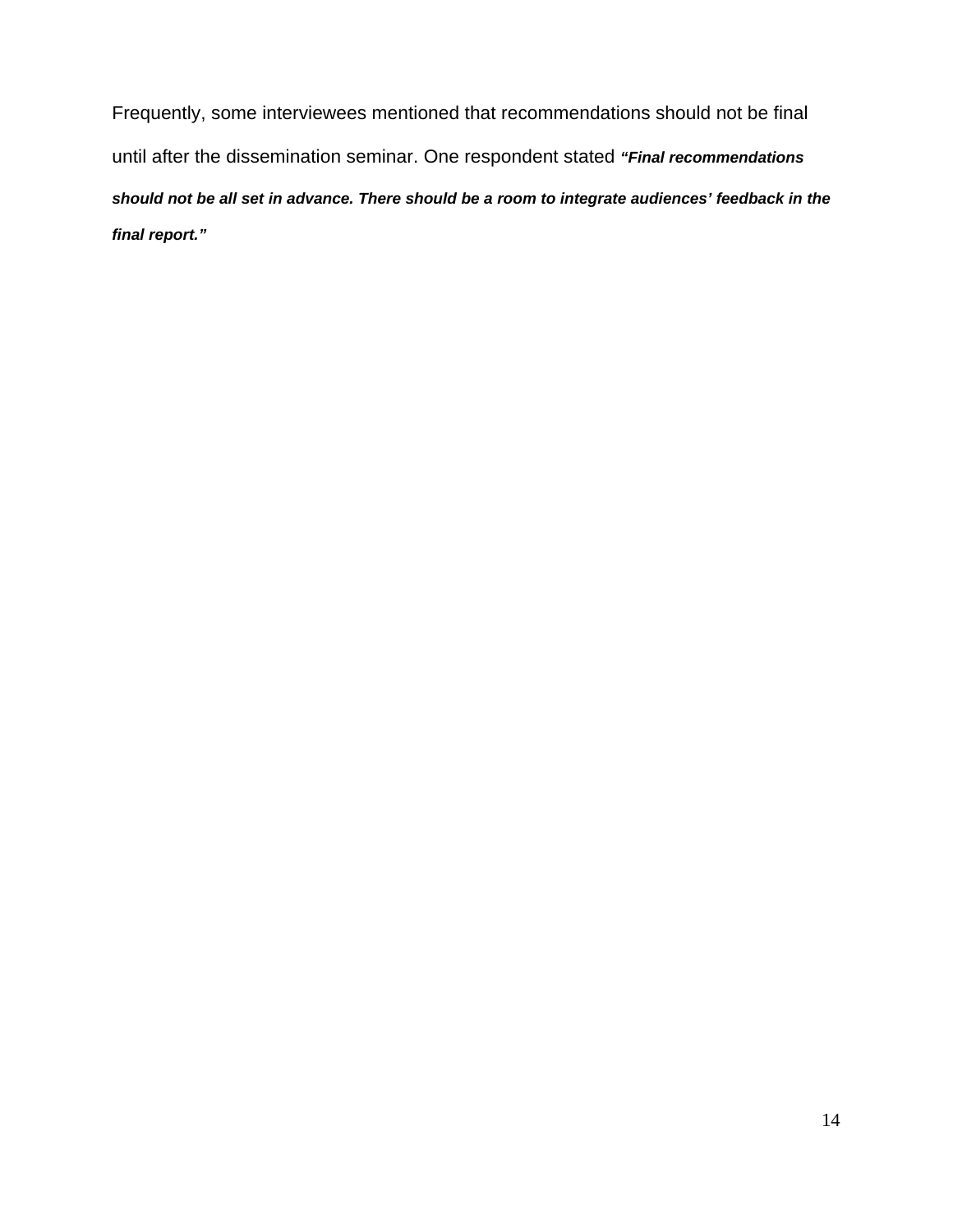Frequently, some interviewees mentioned that recommendations should not be final until after the dissemination seminar. One respondent stated ***"Final recommendations should not be all set in advance. There should be a room to integrate audiences' feedback in the final report."***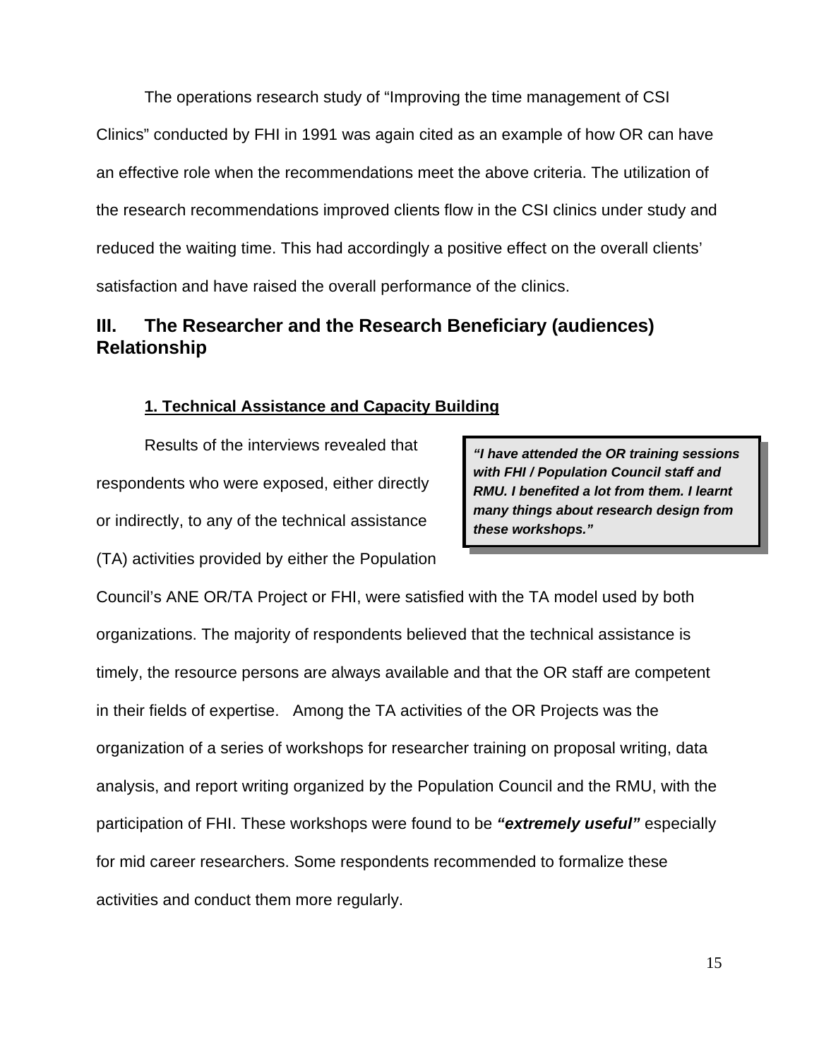The operations research study of “Improving the time management of CSI Clinics” conducted by FHI in 1991 was again cited as an example of how OR can have an effective role when the recommendations meet the above criteria. The utilization of the research recommendations improved clients flow in the CSI clinics under study and reduced the waiting time. This had accordingly a positive effect on the overall clients’ satisfaction and have raised the overall performance of the clinics.

## III. The Researcher and the Research Beneficiary (audiences) Relationship

### 1. Technical Assistance and Capacity Building

> ***“I have attended the OR training sessions with FHI / Population Council staff and RMU. I benefited a lot from them. I learnt many things about research design from these workshops.”***

Results of the interviews revealed that respondents who were exposed, either directly or indirectly, to any of the technical assistance (TA) activities provided by either the Population Council’s ANE OR/TA Project or FHI, were satisfied with the TA model used by both organizations. The majority of respondents believed that the technical assistance is timely, the resource persons are always available and that the OR staff are competent in their fields of expertise. Among the TA activities of the OR Projects was the organization of a series of workshops for researcher training on proposal writing, data analysis, and report writing organized by the Population Council and the RMU, with the participation of FHI. These workshops were found to be ***“extremely useful”*** especially for mid career researchers. Some respondents recommended to formalize these activities and conduct them more regularly.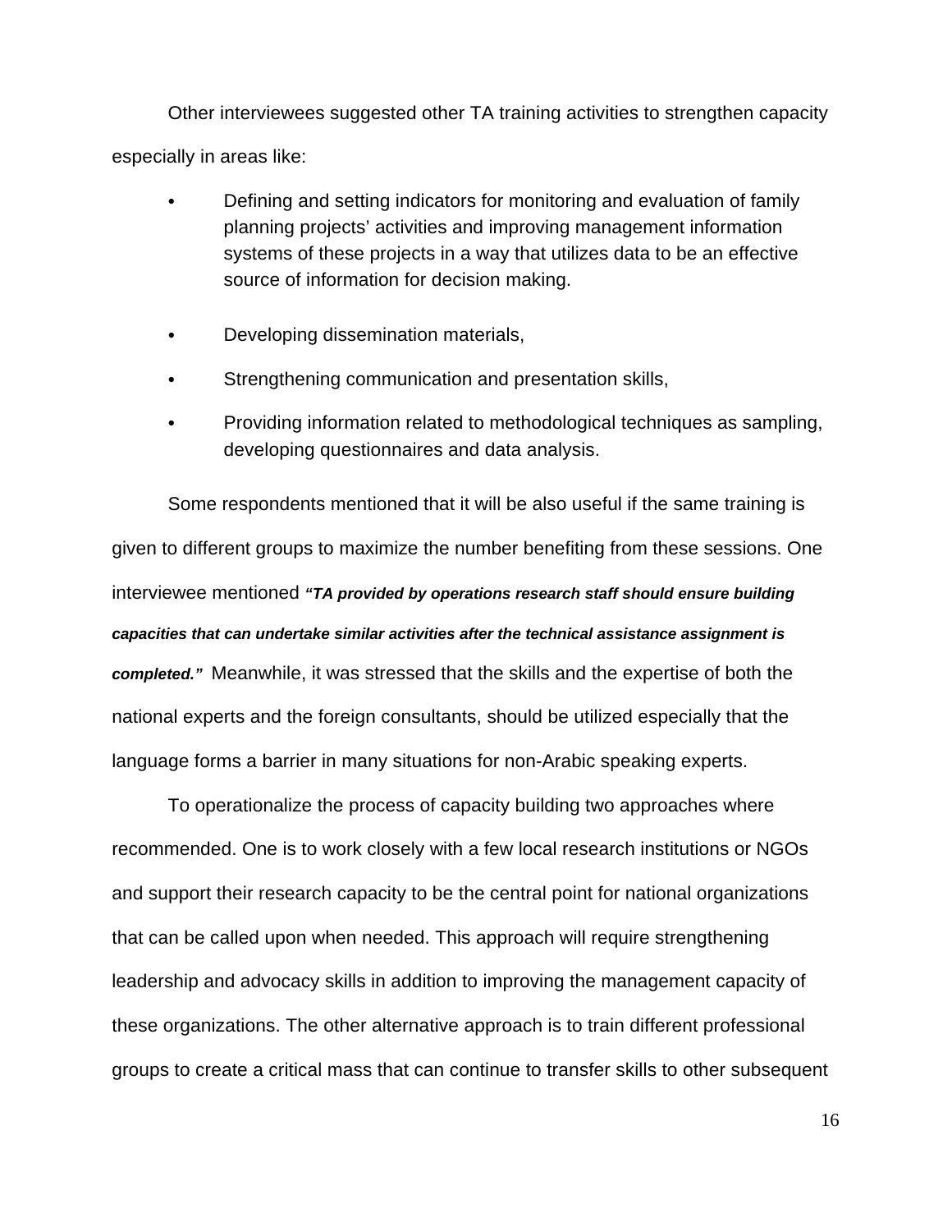Other interviewees suggested other TA training activities to strengthen capacity especially in areas like:

- Defining and setting indicators for monitoring and evaluation of family planning projects' activities and improving management information systems of these projects in a way that utilizes data to be an effective source of information for decision making.
- Developing dissemination materials,
- Strengthening communication and presentation skills,
- Providing information related to methodological techniques as sampling, developing questionnaires and data analysis.

Some respondents mentioned that it will be also useful if the same training is given to different groups to maximize the number benefiting from these sessions. One interviewee mentioned ***"TA provided by operations research staff should ensure building capacities that can undertake similar activities after the technical assistance assignment is completed."*** Meanwhile, it was stressed that the skills and the expertise of both the national experts and the foreign consultants, should be utilized especially that the language forms a barrier in many situations for non-Arabic speaking experts.

To operationalize the process of capacity building two approaches where recommended. One is to work closely with a few local research institutions or NGOs and support their research capacity to be the central point for national organizations that can be called upon when needed. This approach will require strengthening leadership and advocacy skills in addition to improving the management capacity of these organizations. The other alternative approach is to train different professional groups to create a critical mass that can continue to transfer skills to other subsequent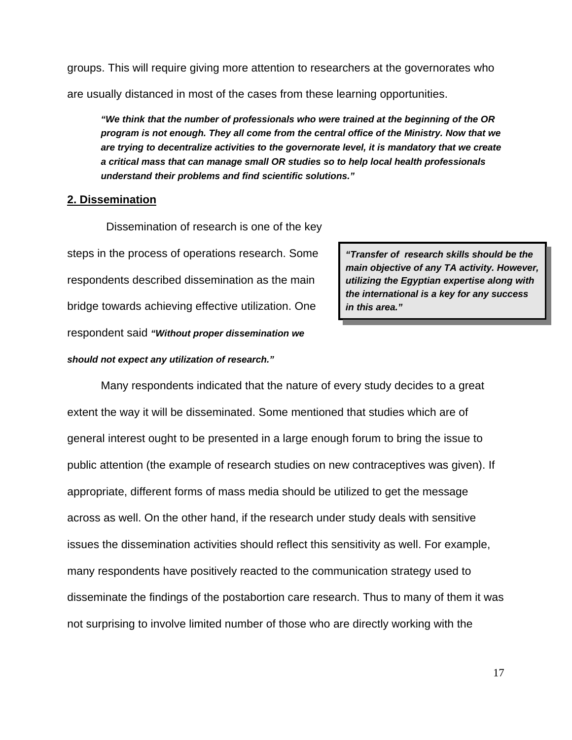groups. This will require giving more attention to researchers at the governorates who are usually distanced in most of the cases from these learning opportunities.

> ***"We think that the number of professionals who were trained at the beginning of the OR program is not enough. They all come from the central office of the Ministry. Now that we are trying to decentralize activities to the governorate level, it is mandatory that we create a critical mass that can manage small OR studies so to help local health professionals understand their problems and find scientific solutions."***

## 2. Dissemination

Dissemination of research is one of the key steps in the process of operations research. Some respondents described dissemination as the main bridge towards achieving effective utilization. One respondent said ***"Without proper dissemination we should not expect any utilization of research."***

> ***"Transfer of research skills should be the main objective of any TA activity. However, utilizing the Egyptian expertise along with the international is a key for any success in this area."***

Many respondents indicated that the nature of every study decides to a great extent the way it will be disseminated. Some mentioned that studies which are of general interest ought to be presented in a large enough forum to bring the issue to public attention (the example of research studies on new contraceptives was given). If appropriate, different forms of mass media should be utilized to get the message across as well. On the other hand, if the research under study deals with sensitive issues the dissemination activities should reflect this sensitivity as well. For example, many respondents have positively reacted to the communication strategy used to disseminate the findings of the postabortion care research. Thus to many of them it was not surprising to involve limited number of those who are directly working with the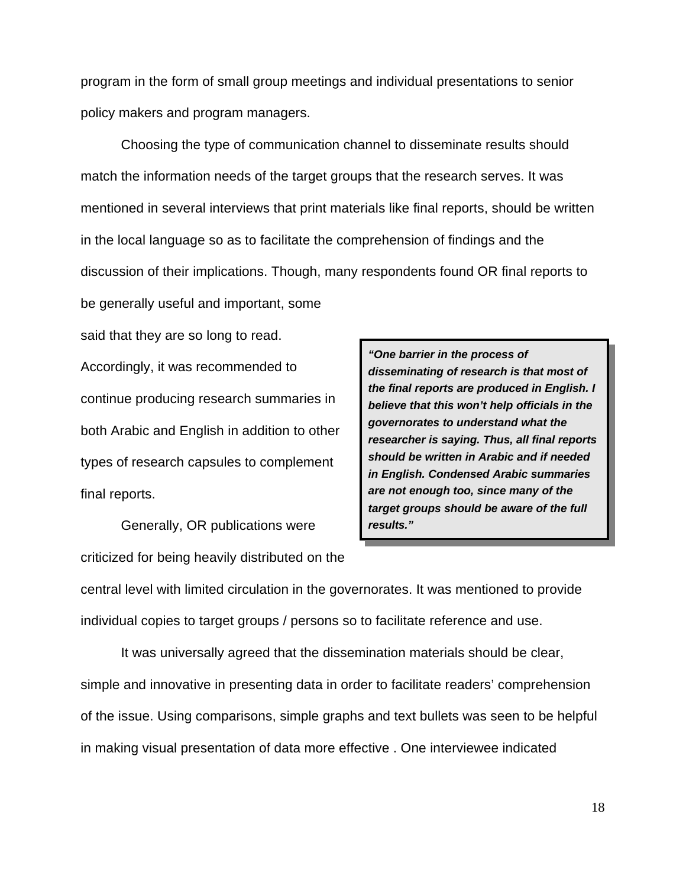program in the form of small group meetings and individual presentations to senior policy makers and program managers.

Choosing the type of communication channel to disseminate results should match the information needs of the target groups that the research serves. It was mentioned in several interviews that print materials like final reports, should be written in the local language so as to facilitate the comprehension of findings and the discussion of their implications. Though, many respondents found OR final reports to be generally useful and important, some said that they are so long to read. Accordingly, it was recommended to continue producing research summaries in both Arabic and English in addition to other types of research capsules to complement final reports.

> ***"One barrier in the process of disseminating of research is that most of the final reports are produced in English. I believe that this won't help officials in the governorates to understand what the researcher is saying. Thus, all final reports should be written in Arabic and if needed in English. Condensed Arabic summaries are not enough too, since many of the target groups should be aware of the full results."***

Generally, OR publications were criticized for being heavily distributed on the central level with limited circulation in the governorates. It was mentioned to provide individual copies to target groups / persons so to facilitate reference and use.

It was universally agreed that the dissemination materials should be clear, simple and innovative in presenting data in order to facilitate readers' comprehension of the issue. Using comparisons, simple graphs and text bullets was seen to be helpful in making visual presentation of data more effective . One interviewee indicated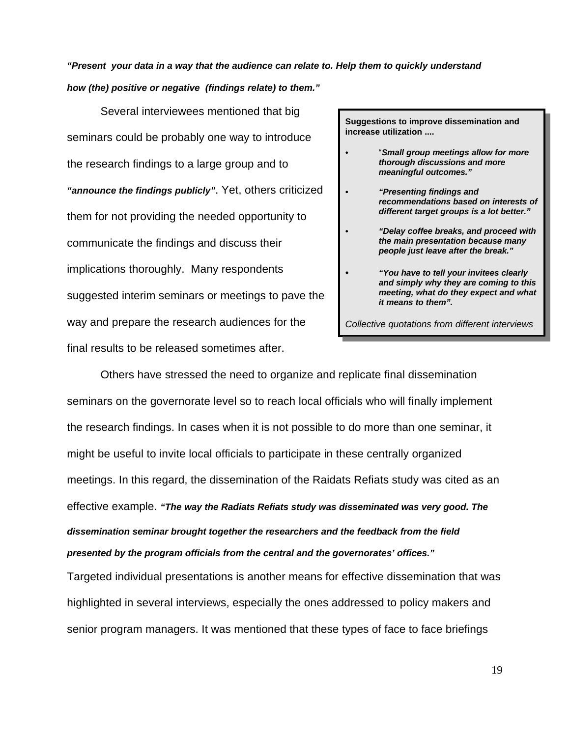***"Present your data in a way that the audience can relate to. Help them to quickly understand how (the) positive or negative (findings relate) to them."***

Several interviewees mentioned that big seminars could be probably one way to introduce the research findings to a large group and to ***"announce the findings publicly"***. Yet, others criticized them for not providing the needed opportunity to communicate the findings and discuss their implications thoroughly. Many respondents suggested interim seminars or meetings to pave the way and prepare the research audiences for the final results to be released sometimes after.

> **Suggestions to improve dissemination and increase utilization ....**
>
> - "***Small group meetings allow for more thorough discussions and more meaningful outcomes."***
> - ***"Presenting findings and recommendations based on interests of different target groups is a lot better."***
> - ***"Delay coffee breaks, and proceed with the main presentation because many people just leave after the break."***
> - ***"You have to tell your invitees clearly and simply why they are coming to this meeting, what do they expect and what it means to them".***
>
> *Collective quotations from different interviews*

Others have stressed the need to organize and replicate final dissemination seminars on the governorate level so to reach local officials who will finally implement the research findings. In cases when it is not possible to do more than one seminar, it might be useful to invite local officials to participate in these centrally organized meetings. In this regard, the dissemination of the Raidats Refiats study was cited as an effective example. ***"The way the Radiats Refiats study was disseminated was very good. The dissemination seminar brought together the researchers and the feedback from the field presented by the program officials from the central and the governorates' offices."***
Targeted individual presentations is another means for effective dissemination that was highlighted in several interviews, especially the ones addressed to policy makers and senior program managers. It was mentioned that these types of face to face briefings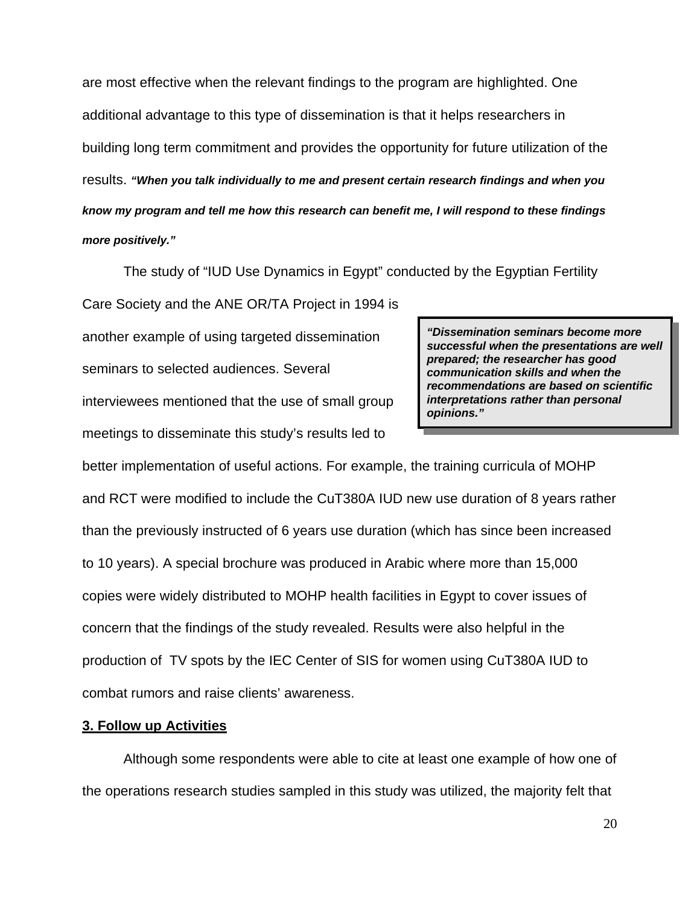are most effective when the relevant findings to the program are highlighted. One additional advantage to this type of dissemination is that it helps researchers in building long term commitment and provides the opportunity for future utilization of the results. ***"When you talk individually to me and present certain research findings and when you know my program and tell me how this research can benefit me, I will respond to these findings more positively."***

The study of "IUD Use Dynamics in Egypt" conducted by the Egyptian Fertility Care Society and the ANE OR/TA Project in 1994 is another example of using targeted dissemination seminars to selected audiences. Several interviewees mentioned that the use of small group meetings to disseminate this study's results led to better implementation of useful actions. For example, the training curricula of MOHP and RCT were modified to include the CuT380A IUD new use duration of 8 years rather than the previously instructed of 6 years use duration (which has since been increased to 10 years). A special brochure was produced in Arabic where more than 15,000 copies were widely distributed to MOHP health facilities in Egypt to cover issues of concern that the findings of the study revealed. Results were also helpful in the production of TV spots by the IEC Center of SIS for women using CuT380A IUD to combat rumors and raise clients' awareness.

> ***"Dissemination seminars become more successful when the presentations are well prepared; the researcher has good communication skills and when the recommendations are based on scientific interpretations rather than personal opinions."***

**3. Follow up Activities**

Although some respondents were able to cite at least one example of how one of the operations research studies sampled in this study was utilized, the majority felt that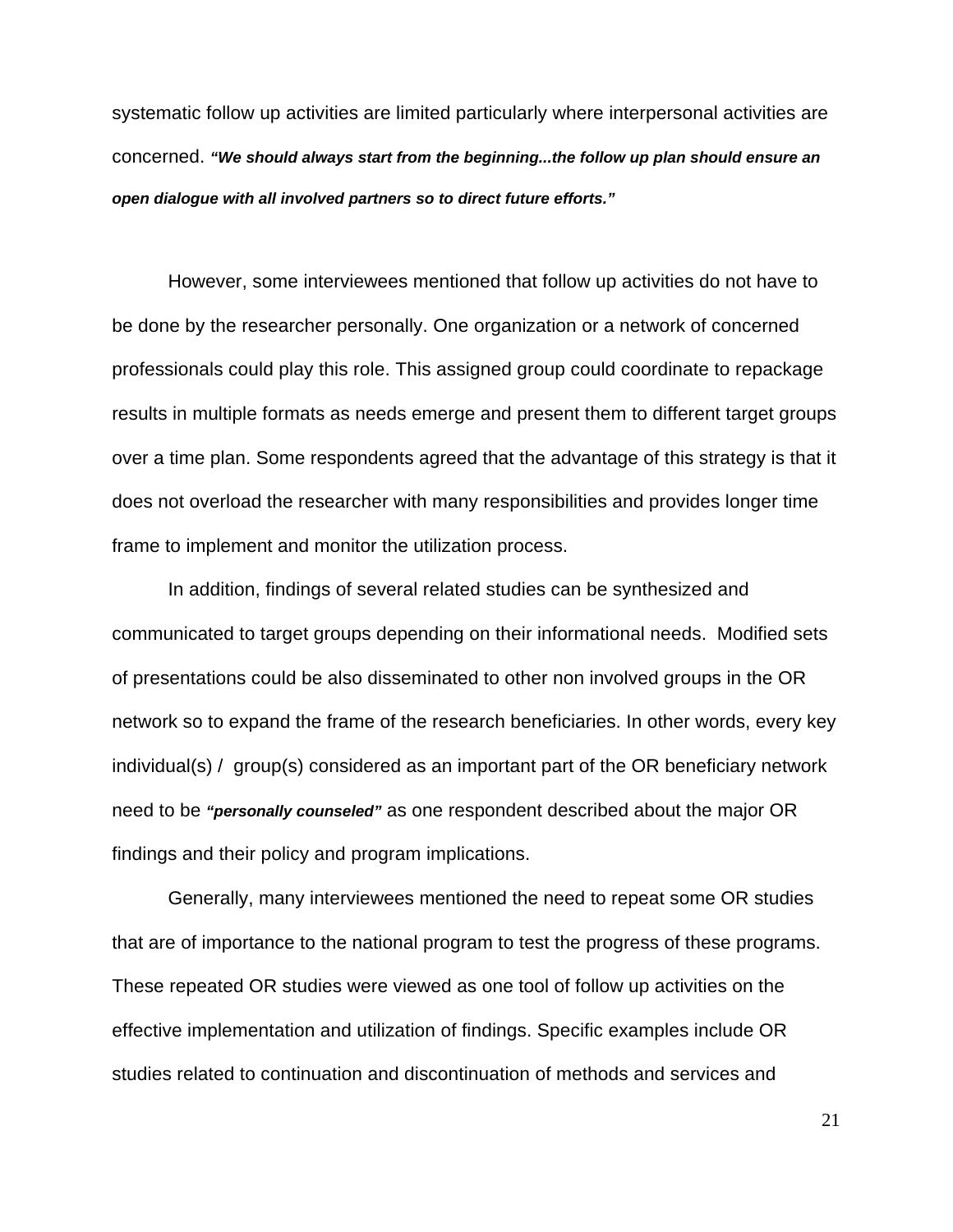systematic follow up activities are limited particularly where interpersonal activities are concerned. ***"We should always start from the beginning...the follow up plan should ensure an open dialogue with all involved partners so to direct future efforts."***

However, some interviewees mentioned that follow up activities do not have to be done by the researcher personally. One organization or a network of concerned professionals could play this role. This assigned group could coordinate to repackage results in multiple formats as needs emerge and present them to different target groups over a time plan. Some respondents agreed that the advantage of this strategy is that it does not overload the researcher with many responsibilities and provides longer time frame to implement and monitor the utilization process.

In addition, findings of several related studies can be synthesized and communicated to target groups depending on their informational needs. Modified sets of presentations could be also disseminated to other non involved groups in the OR network so to expand the frame of the research beneficiaries. In other words, every key individual(s) / group(s) considered as an important part of the OR beneficiary network need to be ***"personally counseled"*** as one respondent described about the major OR findings and their policy and program implications.

Generally, many interviewees mentioned the need to repeat some OR studies that are of importance to the national program to test the progress of these programs. These repeated OR studies were viewed as one tool of follow up activities on the effective implementation and utilization of findings. Specific examples include OR studies related to continuation and discontinuation of methods and services and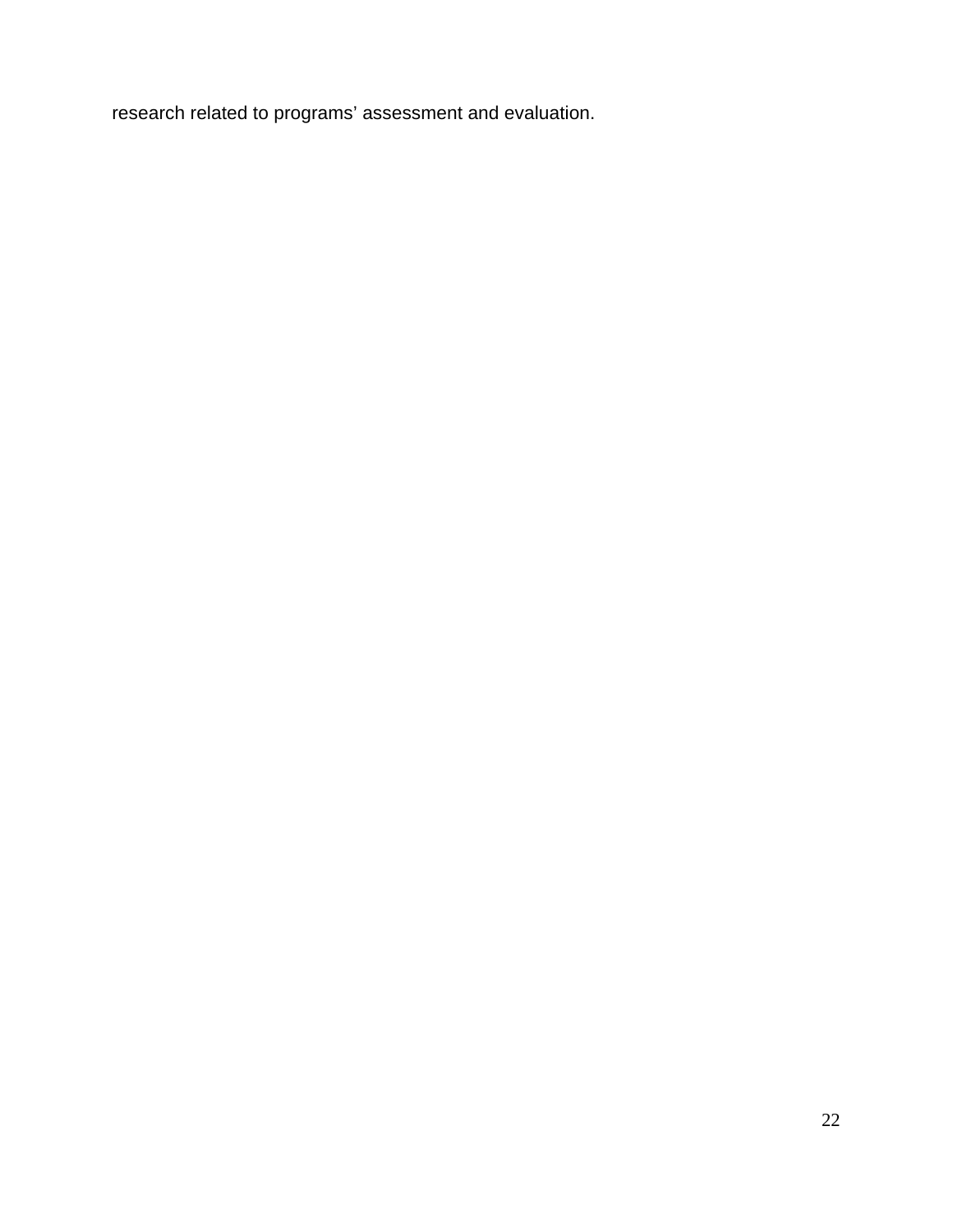research related to programs’ assessment and evaluation.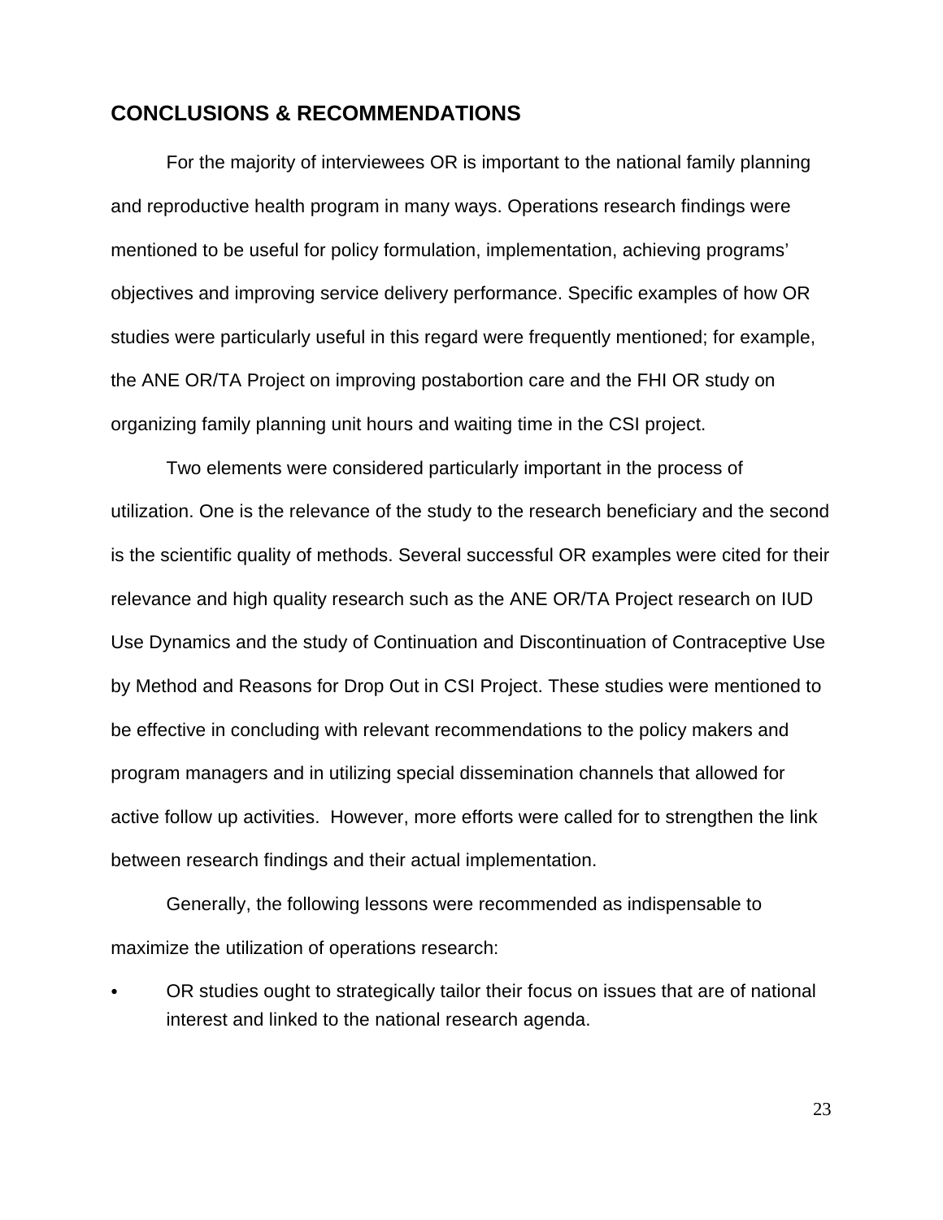## CONCLUSIONS & RECOMMENDATIONS

For the majority of interviewees OR is important to the national family planning and reproductive health program in many ways. Operations research findings were mentioned to be useful for policy formulation, implementation, achieving programs' objectives and improving service delivery performance. Specific examples of how OR studies were particularly useful in this regard were frequently mentioned; for example, the ANE OR/TA Project on improving postabortion care and the FHI OR study on organizing family planning unit hours and waiting time in the CSI project.

Two elements were considered particularly important in the process of utilization. One is the relevance of the study to the research beneficiary and the second is the scientific quality of methods. Several successful OR examples were cited for their relevance and high quality research such as the ANE OR/TA Project research on IUD Use Dynamics and the study of Continuation and Discontinuation of Contraceptive Use by Method and Reasons for Drop Out in CSI Project. These studies were mentioned to be effective in concluding with relevant recommendations to the policy makers and program managers and in utilizing special dissemination channels that allowed for active follow up activities. However, more efforts were called for to strengthen the link between research findings and their actual implementation.

Generally, the following lessons were recommended as indispensable to maximize the utilization of operations research:

- OR studies ought to strategically tailor their focus on issues that are of national interest and linked to the national research agenda.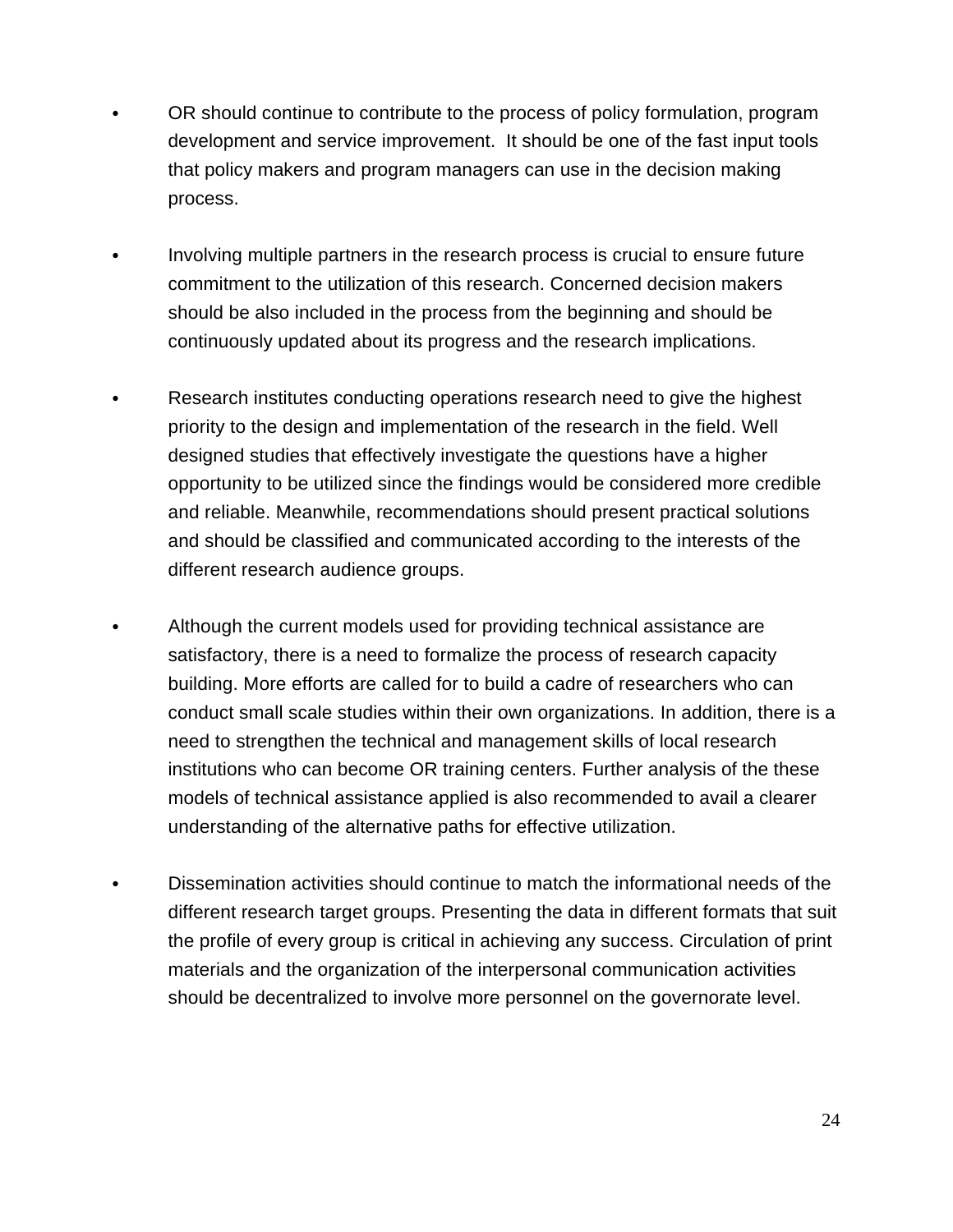- OR should continue to contribute to the process of policy formulation, program development and service improvement.  It should be one of the fast input tools that policy makers and program managers can use in the decision making process.

- Involving multiple partners in the research process is crucial to ensure future commitment to the utilization of this research. Concerned decision makers should be also included in the process from the beginning and should be continuously updated about its progress and the research implications.

- Research institutes conducting operations research need to give the highest priority to the design and implementation of the research in the field. Well designed studies that effectively investigate the questions have a higher opportunity to be utilized since the findings would be considered more credible and reliable. Meanwhile, recommendations should present practical solutions and should be classified and communicated according to the interests of the different research audience groups.

- Although the current models used for providing technical assistance are satisfactory, there is a need to formalize the process of research capacity building. More efforts are called for to build a cadre of researchers who can conduct small scale studies within their own organizations. In addition, there is a need to strengthen the technical and management skills of local research institutions who can become OR training centers. Further analysis of the these models of technical assistance applied is also recommended to avail a clearer understanding of the alternative paths for effective utilization.

- Dissemination activities should continue to match the informational needs of the different research target groups. Presenting the data in different formats that suit the profile of every group is critical in achieving any success. Circulation of print materials and the organization of the interpersonal communication activities should be decentralized to involve more personnel on the governorate level.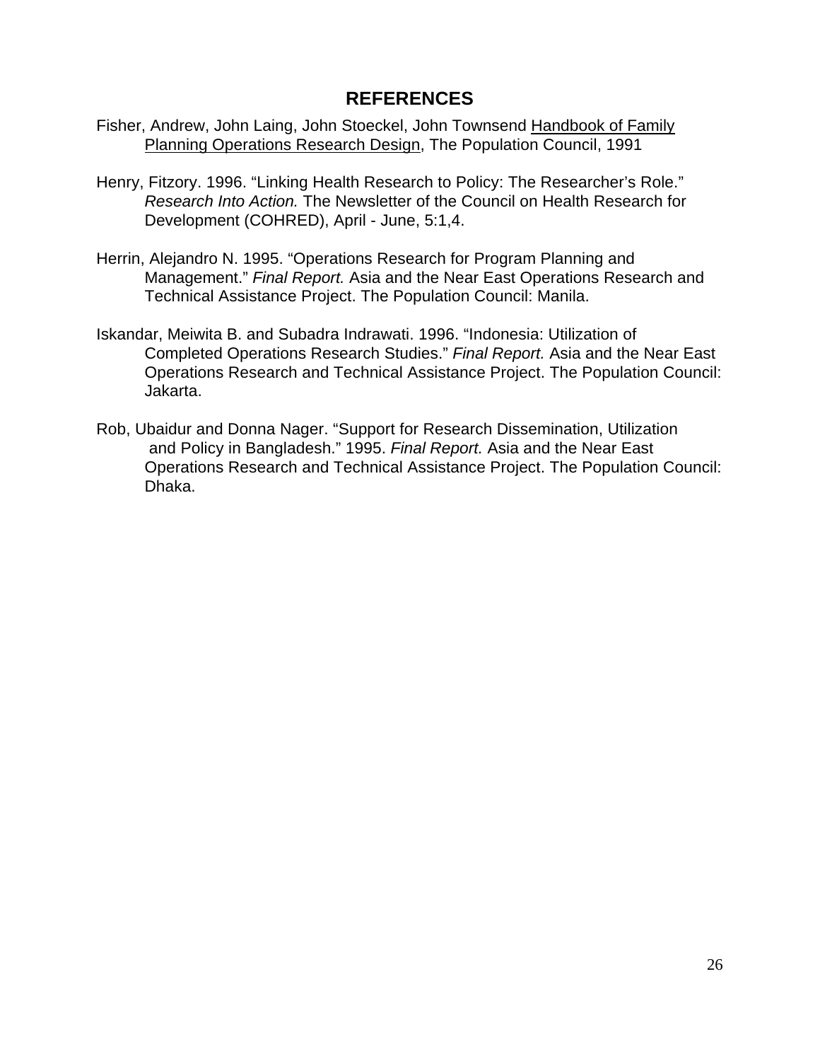## REFERENCES

Fisher, Andrew, John Laing, John Stoeckel, John Townsend Handbook of Family Planning Operations Research Design, The Population Council, 1991

Henry, Fitzory. 1996. "Linking Health Research to Policy: The Researcher's Role." *Research Into Action.* The Newsletter of the Council on Health Research for Development (COHRED), April - June, 5:1,4.

Herrin, Alejandro N. 1995. "Operations Research for Program Planning and Management." *Final Report.* Asia and the Near East Operations Research and Technical Assistance Project. The Population Council: Manila.

Iskandar, Meiwita B. and Subadra Indrawati. 1996. "Indonesia: Utilization of Completed Operations Research Studies." *Final Report.* Asia and the Near East Operations Research and Technical Assistance Project. The Population Council: Jakarta.

Rob, Ubaidur and Donna Nager. "Support for Research Dissemination, Utilization and Policy in Bangladesh." 1995. *Final Report.* Asia and the Near East Operations Research and Technical Assistance Project. The Population Council: Dhaka.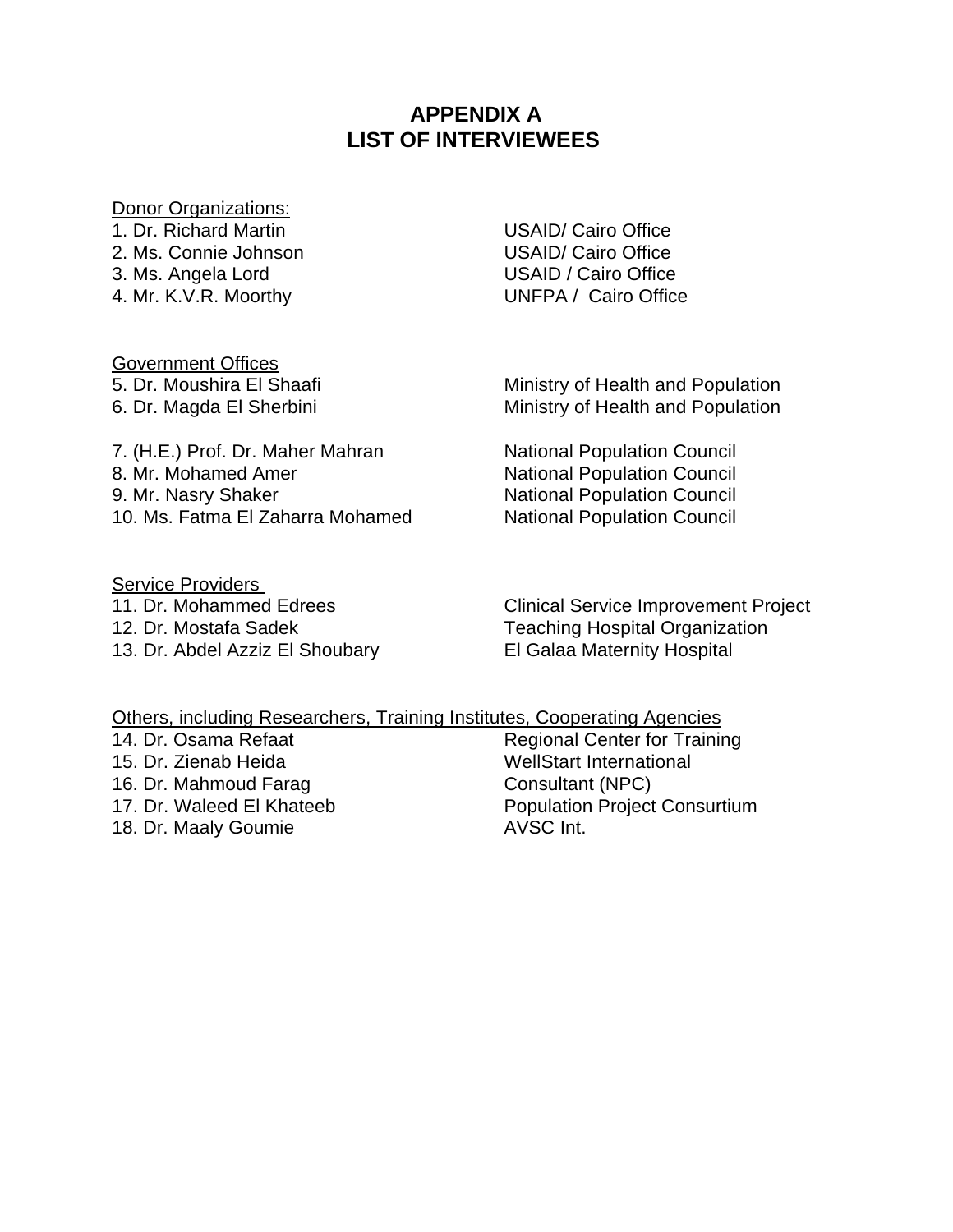# APPENDIX A
# LIST OF INTERVIEWEES

Donor Organizations:

| | |
|---|---|
| 1. Dr. Richard Martin | USAID/ Cairo Office |
| 2. Ms. Connie Johnson | USAID/ Cairo Office |
| 3. Ms. Angela Lord | USAID / Cairo Office |
| 4. Mr. K.V.R. Moorthy | UNFPA / Cairo Office |

Government Offices

| | |
|---|---|
| 5. Dr. Moushira El Shaafi | Ministry of Health and Population |
| 6. Dr. Magda El Sherbini | Ministry of Health and Population |
| 7. (H.E.) Prof. Dr. Maher Mahran | National Population Council |
| 8. Mr. Mohamed Amer | National Population Council |
| 9. Mr. Nasry Shaker | National Population Council |
| 10. Ms. Fatma El Zaharra Mohamed | National Population Council |

Service Providers

| | |
|---|---|
| 11. Dr. Mohammed Edrees | Clinical Service Improvement Project |
| 12. Dr. Mostafa Sadek | Teaching Hospital Organization |
| 13. Dr. Abdel Azziz El Shoubary | El Galaa Maternity Hospital |

Others, including Researchers, Training Institutes, Cooperating Agencies

| | |
|---|---|
| 14. Dr. Osama Refaat | Regional Center for Training |
| 15. Dr. Zienab Heida | WellStart International |
| 16. Dr. Mahmoud Farag | Consultant (NPC) |
| 17. Dr. Waleed El Khateeb | Population Project Consurtium |
| 18. Dr. Maaly Goumie | AVSC Int. |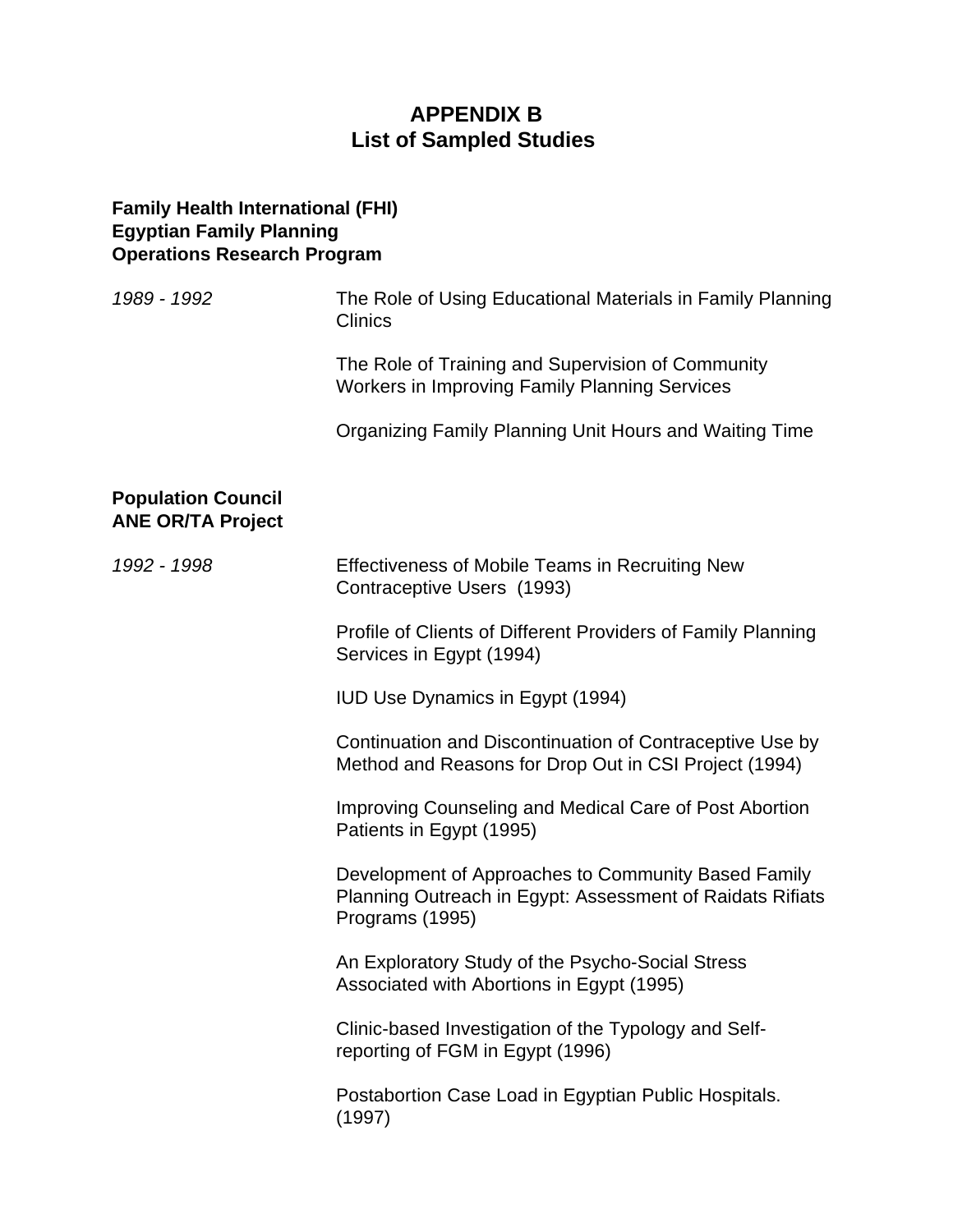# APPENDIX B
# List of Sampled Studies

**Family Health International (FHI)**
**Egyptian Family Planning**
**Operations Research Program**

*1989 - 1992*

The Role of Using Educational Materials in Family Planning Clinics

The Role of Training and Supervision of Community Workers in Improving Family Planning Services

Organizing Family Planning Unit Hours and Waiting Time

**Population Council**
**ANE OR/TA Project**

*1992 - 1998*

Effectiveness of Mobile Teams in Recruiting New Contraceptive Users (1993)

Profile of Clients of Different Providers of Family Planning Services in Egypt (1994)

IUD Use Dynamics in Egypt (1994)

Continuation and Discontinuation of Contraceptive Use by Method and Reasons for Drop Out in CSI Project (1994)

Improving Counseling and Medical Care of Post Abortion Patients in Egypt (1995)

Development of Approaches to Community Based Family Planning Outreach in Egypt: Assessment of Raidats Rifiats Programs (1995)

An Exploratory Study of the Psycho-Social Stress Associated with Abortions in Egypt (1995)

Clinic-based Investigation of the Typology and Self-reporting of FGM in Egypt (1996)

Postabortion Case Load in Egyptian Public Hospitals. (1997)